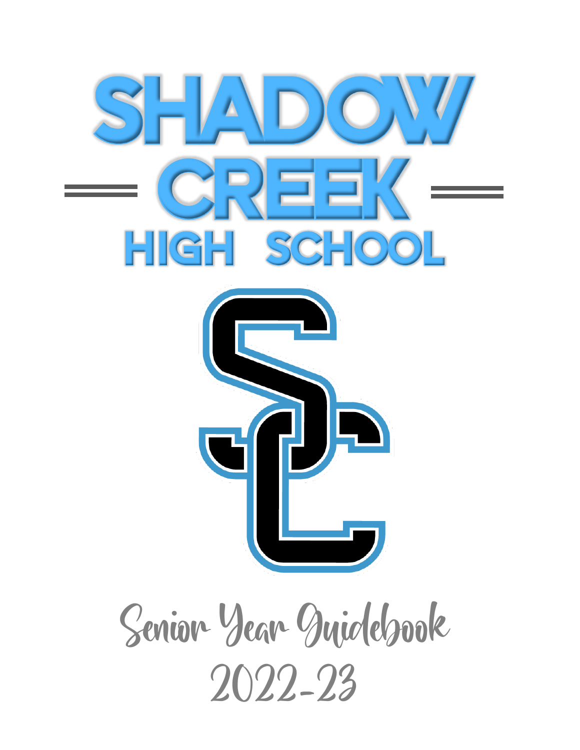# SHADOW CREEK HIGH SCHOOL

Senior Year Guidebook

2022-23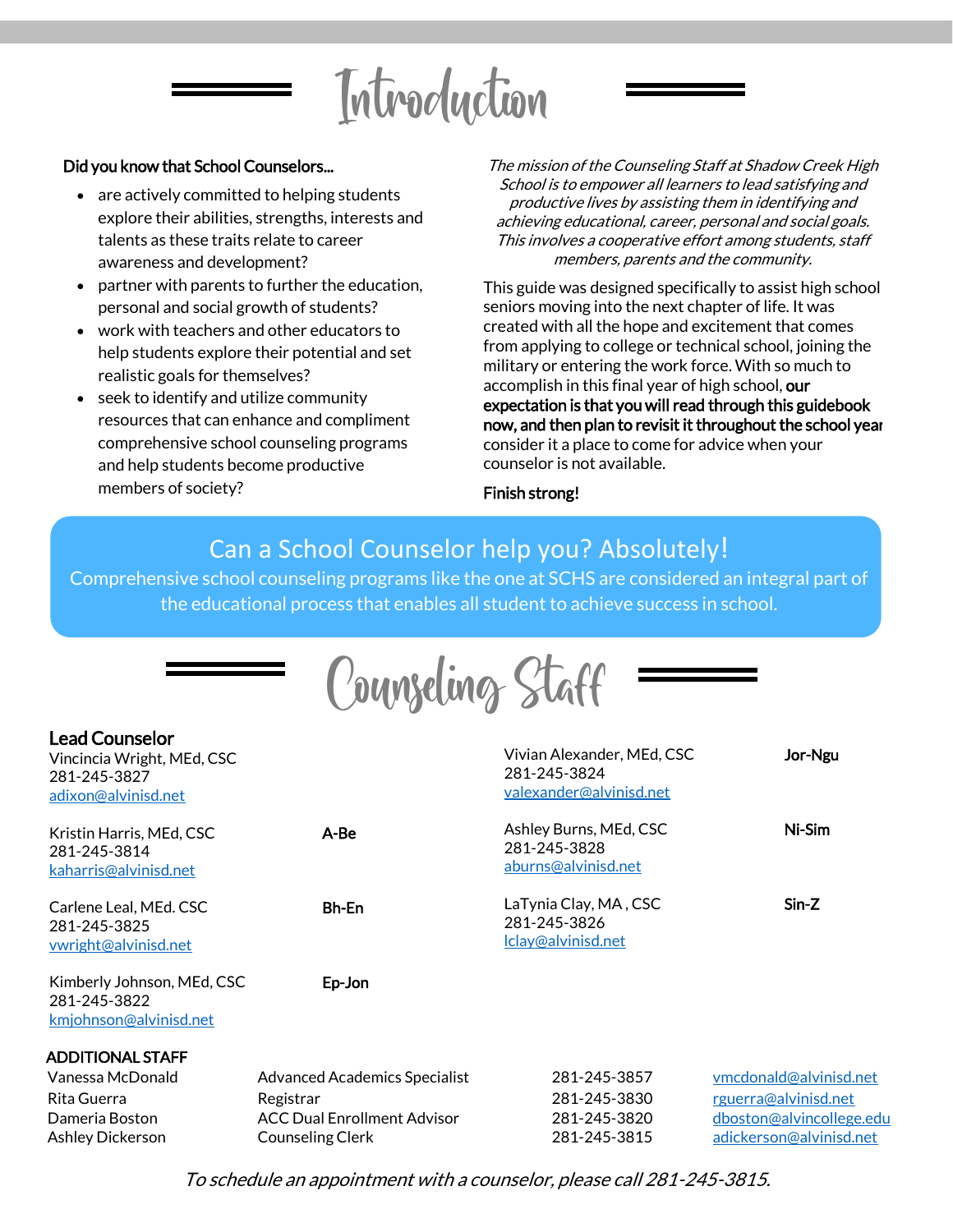# Introduction

**Did you know that School Counselors...**

- are actively committed to helping students explore their abilities, strengths, interests and talents as these traits relate to career awareness and development?
- partner with parents to further the education, personal and social growth of students?
- work with teachers and other educators to help students explore their potential and set realistic goals for themselves?
- seek to identify and utilize community resources that can enhance and compliment comprehensive school counseling programs and help students become productive members of society?

*The mission of the Counseling Staff at Shadow Creek High School is to empower all learners to lead satisfying and productive lives by assisting them in identifying and achieving educational, career, personal and social goals. This involves a cooperative effort among students, staff members, parents and the community.*

This guide was designed specifically to assist high school seniors moving into the next chapter of life. It was created with all the hope and excitement that comes from applying to college or technical school, joining the military or entering the work force. With so much to accomplish in this final year of high school, **our expectation is that you will read through this guidebook now, and then plan to revisit it throughout the school year** consider it a place to come for advice when your counselor is not available.

**Finish strong!**

## Can a School Counselor help you? Absolutely!

Comprehensive school counseling programs like the one at SCHS are considered an integral part of the educational process that enables all student to achieve success in school.

# Counseling Staff

**Lead Counselor**
Vincincia Wright, MEd, CSC
281-245-3827
adixon@alvinisd.net

| Counselor | Alpha |
|---|---|
| Kristin Harris, MEd, CSC<br>281-245-3814<br>kaharris@alvinisd.net | **A-Be** |
| Carlene Leal, MEd. CSC<br>281-245-3825<br>vwright@alvinisd.net | **Bh-En** |
| Kimberly Johnson, MEd, CSC<br>281-245-3822<br>kmjohnson@alvinisd.net | **Ep-Jon** |
| Vivian Alexander, MEd, CSC<br>281-245-3824<br>valexander@alvinisd.net | **Jor-Ngu** |
| Ashley Burns, MEd, CSC<br>281-245-3828<br>aburns@alvinisd.net | **Ni-Sim** |
| LaTynia Clay, MA , CSC<br>281-245-3826<br>lclay@alvinisd.net | **Sin-Z** |

**ADDITIONAL STAFF**

| Name | Title | Phone | Email |
|---|---|---|---|
| Vanessa McDonald | Advanced Academics Specialist | 281-245-3857 | vmcdonald@alvinisd.net |
| Rita Guerra | Registrar | 281-245-3830 | rguerra@alvinisd.net |
| Dameria Boston | ACC Dual Enrollment Advisor | 281-245-3820 | dboston@alvincollege.edu |
| Ashley Dickerson | Counseling Clerk | 281-245-3815 | adickerson@alvinisd.net |

*To schedule an appointment with a counselor, please call 281-245-3815.*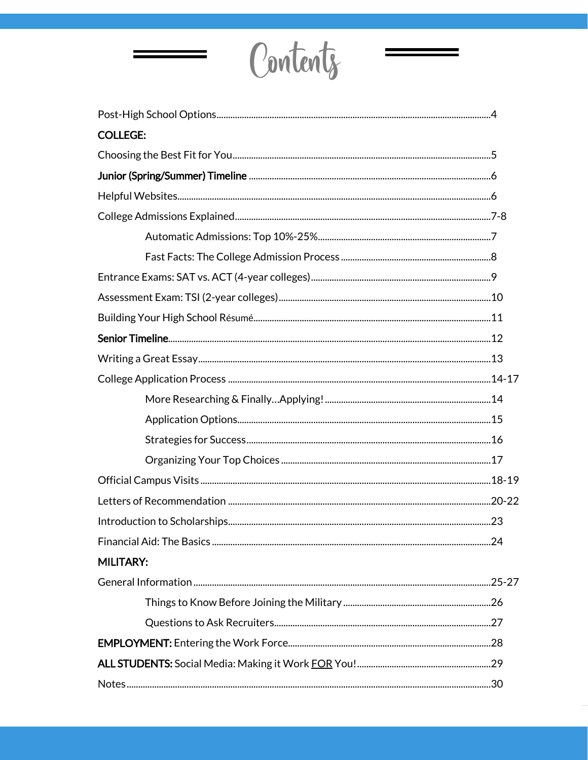# Contents

Post-High School Options....................4

**COLLEGE:**

Choosing the Best Fit for You....................5

**Junior (Spring/Summer) Timeline**....................6

Helpful Websites....................6

College Admissions Explained....................7-8

- Automatic Admissions: Top 10%-25%....................7
- Fast Facts: The College Admission Process....................8

Entrance Exams: SAT vs. ACT (4-year colleges)....................9

Assessment Exam: TSI (2-year colleges)....................10

Building Your High School Résumé....................11

**Senior Timeline**....................12

Writing a Great Essay....................13

College Application Process....................14-17

- More Researching & Finally…Applying!....................14
- Application Options....................15
- Strategies for Success....................16
- Organizing Your Top Choices....................17

Official Campus Visits....................18-19

Letters of Recommendation....................20-22

Introduction to Scholarships....................23

Financial Aid: The Basics....................24

**MILITARY:**

General Information....................25-27

- Things to Know Before Joining the Military....................26
- Questions to Ask Recruiters....................27

**EMPLOYMENT:** Entering the Work Force....................28

**ALL STUDENTS:** Social Media: Making it Work <u>FOR</u> You!....................29

Notes....................30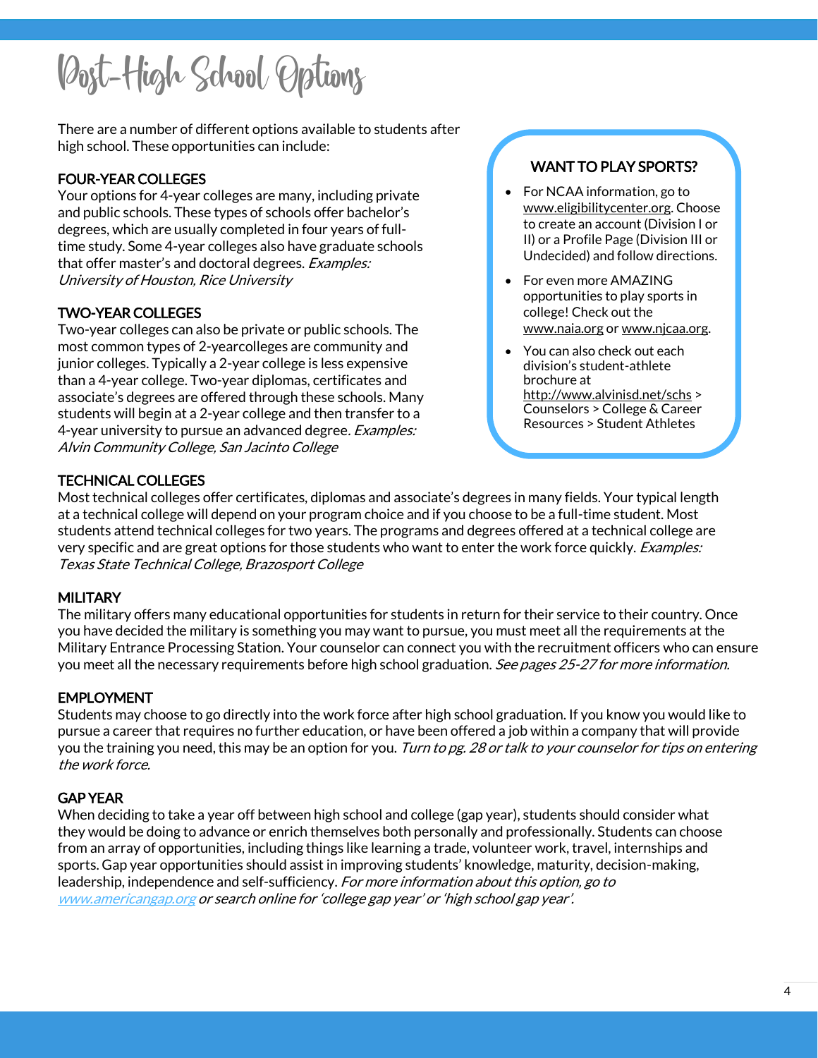# Post-High School Options

There are a number of different options available to students after high school. These opportunities can include:

### FOUR-YEAR COLLEGES

Your options for 4-year colleges are many, including private and public schools. These types of schools offer bachelor's degrees, which are usually completed in four years of full-time study. Some 4-year colleges also have graduate schools that offer master's and doctoral degrees. *Examples: University of Houston, Rice University*

### TWO-YEAR COLLEGES

Two-year colleges can also be private or public schools. The most common types of 2-yearcolleges are community and junior colleges. Typically a 2-year college is less expensive than a 4-year college. Two-year diplomas, certificates and associate's degrees are offered through these schools. Many students will begin at a 2-year college and then transfer to a 4-year university to pursue an advanced degree. *Examples: Alvin Community College, San Jacinto College*

### WANT TO PLAY SPORTS?

- For NCAA information, go to www.eligibilitycenter.org. Choose to create an account (Division I or II) or a Profile Page (Division III or Undecided) and follow directions.
- For even more AMAZING opportunities to play sports in college! Check out the www.naia.org or www.njcaa.org.
- You can also check out each division's student-athlete brochure at http://www.alvinisd.net/schs > Counselors > College & Career Resources > Student Athletes

### TECHNICAL COLLEGES

Most technical colleges offer certificates, diplomas and associate's degrees in many fields. Your typical length at a technical college will depend on your program choice and if you choose to be a full-time student. Most students attend technical colleges for two years. The programs and degrees offered at a technical college are very specific and are great options for those students who want to enter the work force quickly. *Examples: Texas State Technical College, Brazosport College*

### MILITARY

The military offers many educational opportunities for students in return for their service to their country. Once you have decided the military is something you may want to pursue, you must meet all the requirements at the Military Entrance Processing Station. Your counselor can connect you with the recruitment officers who can ensure you meet all the necessary requirements before high school graduation. *See pages 25-27 for more information.*

### EMPLOYMENT

Students may choose to go directly into the work force after high school graduation. If you know you would like to pursue a career that requires no further education, or have been offered a job within a company that will provide you the training you need, this may be an option for you. *Turn to pg. 28 or talk to your counselor for tips on entering the work force.*

### GAP YEAR

When deciding to take a year off between high school and college (gap year), students should consider what they would be doing to advance or enrich themselves both personally and professionally. Students can choose from an array of opportunities, including things like learning a trade, volunteer work, travel, internships and sports. Gap year opportunities should assist in improving students' knowledge, maturity, decision-making, leadership, independence and self-sufficiency. *For more information about this option, go to www.americangap.org or search online for 'college gap year' or 'high school gap year'.*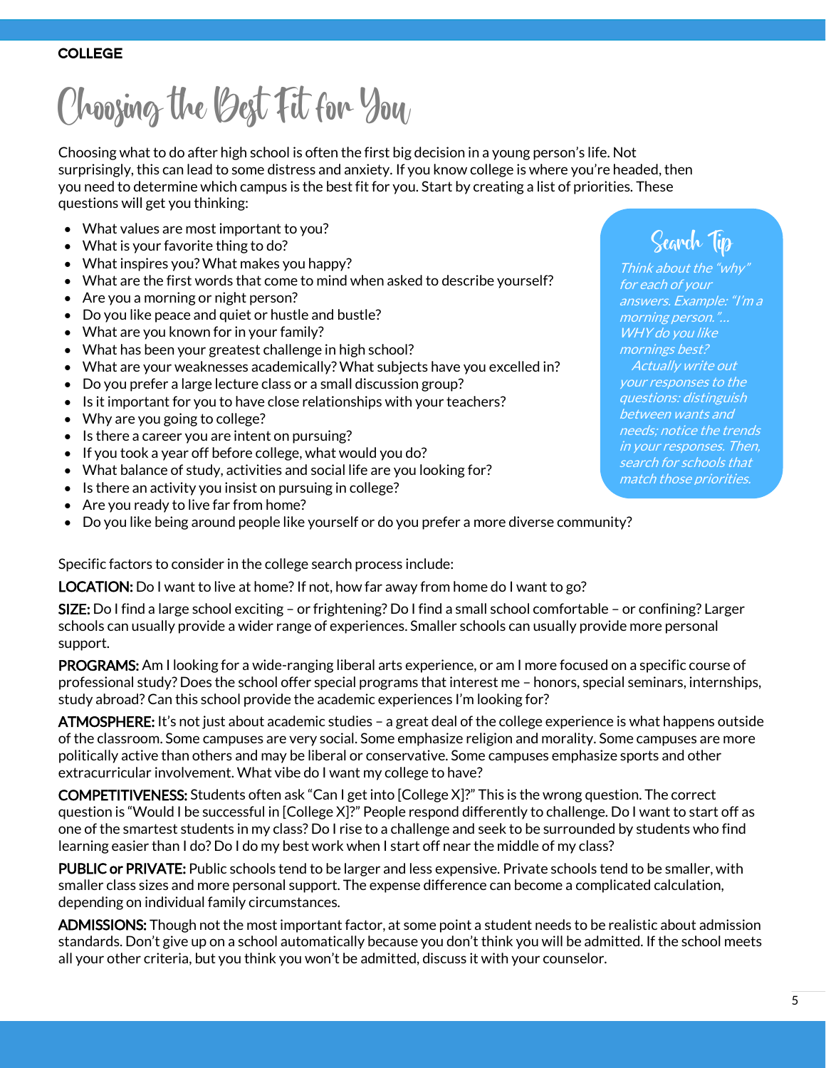COLLEGE

# Choosing the Best Fit for You

Choosing what to do after high school is often the first big decision in a young person's life. Not surprisingly, this can lead to some distress and anxiety. If you know college is where you're headed, then you need to determine which campus is the best fit for you. Start by creating a list of priorities. These questions will get you thinking:

- What values are most important to you?
- What is your favorite thing to do?
- What inspires you? What makes you happy?
- What are the first words that come to mind when asked to describe yourself?
- Are you a morning or night person?
- Do you like peace and quiet or hustle and bustle?
- What are you known for in your family?
- What has been your greatest challenge in high school?
- What are your weaknesses academically? What subjects have you excelled in?
- Do you prefer a large lecture class or a small discussion group?
- Is it important for you to have close relationships with your teachers?
- Why are you going to college?
- Is there a career you are intent on pursuing?
- If you took a year off before college, what would you do?
- What balance of study, activities and social life are you looking for?
- Is there an activity you insist on pursuing in college?
- Are you ready to live far from home?
- Do you like being around people like yourself or do you prefer a more diverse community?

> **Search Tip**
>
> *Think about the "why" for each of your answers. Example: "I'm a morning person."... WHY do you like mornings best?*
>
> *Actually write out your responses to the questions: distinguish between wants and needs; notice the trends in your responses. Then, search for schools that match those priorities.*

Specific factors to consider in the college search process include:

**LOCATION:** Do I want to live at home? If not, how far away from home do I want to go?

**SIZE:** Do I find a large school exciting – or frightening? Do I find a small school comfortable – or confining? Larger schools can usually provide a wider range of experiences. Smaller schools can usually provide more personal support.

**PROGRAMS:** Am I looking for a wide-ranging liberal arts experience, or am I more focused on a specific course of professional study? Does the school offer special programs that interest me – honors, special seminars, internships, study abroad? Can this school provide the academic experiences I'm looking for?

**ATMOSPHERE:** It's not just about academic studies – a great deal of the college experience is what happens outside of the classroom. Some campuses are very social. Some emphasize religion and morality. Some campuses are more politically active than others and may be liberal or conservative. Some campuses emphasize sports and other extracurricular involvement. What vibe do I want my college to have?

**COMPETITIVENESS:** Students often ask "Can I get into [College X]?" This is the wrong question. The correct question is "Would I be successful in [College X]?" People respond differently to challenge. Do I want to start off as one of the smartest students in my class? Do I rise to a challenge and seek to be surrounded by students who find learning easier than I do? Do I do my best work when I start off near the middle of my class?

**PUBLIC or PRIVATE:** Public schools tend to be larger and less expensive. Private schools tend to be smaller, with smaller class sizes and more personal support. The expense difference can become a complicated calculation, depending on individual family circumstances.

**ADMISSIONS:** Though not the most important factor, at some point a student needs to be realistic about admission standards. Don't give up on a school automatically because you don't think you will be admitted. If the school meets all your other criteria, but you think you won't be admitted, discuss it with your counselor.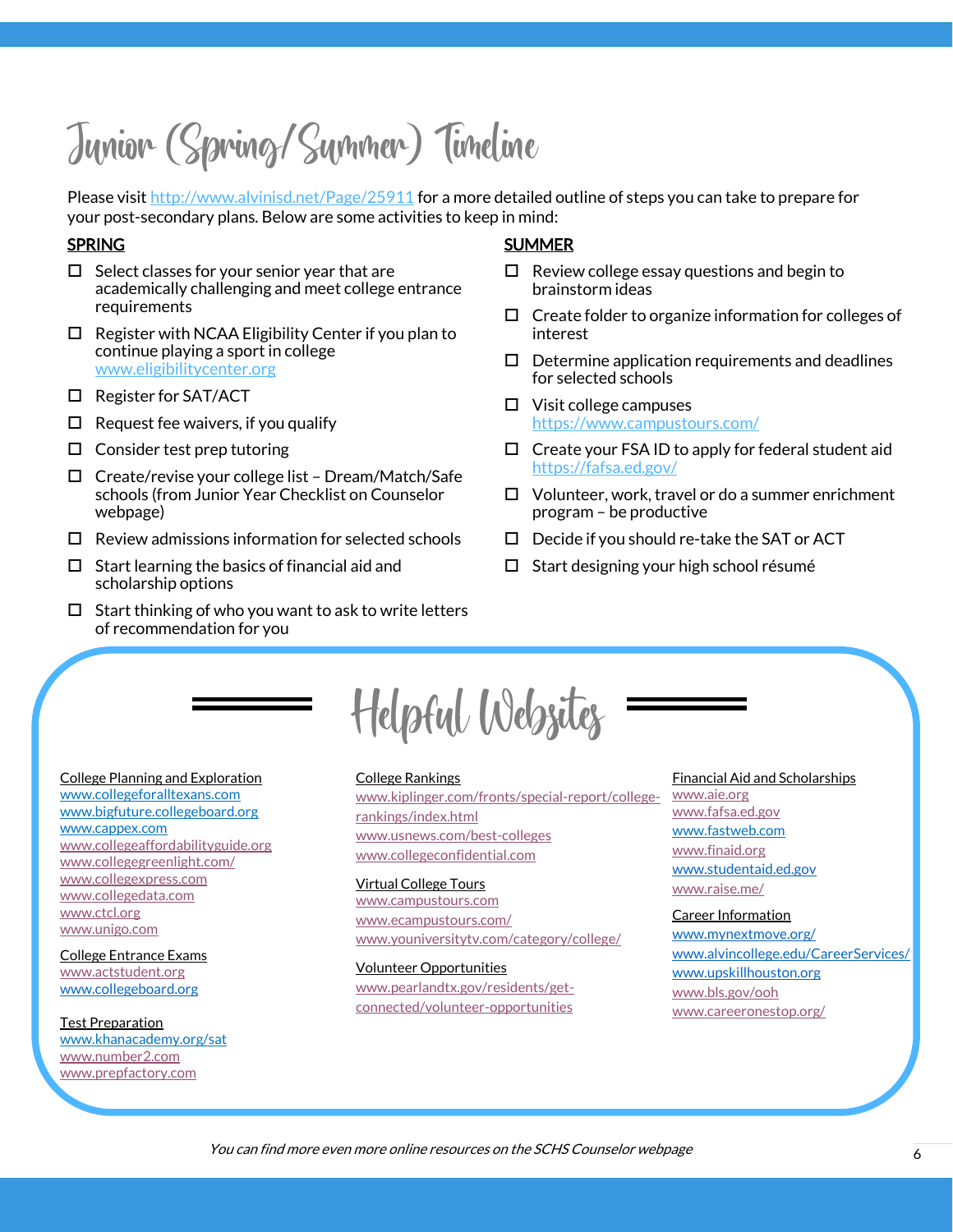# Junior (Spring/Summer) Timeline

Please visit http://www.alvinisd.net/Page/25911 for a more detailed outline of steps you can take to prepare for your post-secondary plans. Below are some activities to keep in mind:

## SPRING

- ☐ Select classes for your senior year that are academically challenging and meet college entrance requirements
- ☐ Register with NCAA Eligibility Center if you plan to continue playing a sport in college www.eligibilitycenter.org
- ☐ Register for SAT/ACT
- ☐ Request fee waivers, if you qualify
- ☐ Consider test prep tutoring
- ☐ Create/revise your college list – Dream/Match/Safe schools (from Junior Year Checklist on Counselor webpage)
- ☐ Review admissions information for selected schools
- ☐ Start learning the basics of financial aid and scholarship options
- ☐ Start thinking of who you want to ask to write letters of recommendation for you

## SUMMER

- ☐ Review college essay questions and begin to brainstorm ideas
- ☐ Create folder to organize information for colleges of interest
- ☐ Determine application requirements and deadlines for selected schools
- ☐ Visit college campuses https://www.campustours.com/
- ☐ Create your FSA ID to apply for federal student aid https://fafsa.ed.gov/
- ☐ Volunteer, work, travel or do a summer enrichment program – be productive
- ☐ Decide if you should re-take the SAT or ACT
- ☐ Start designing your high school résumé

# Helpful Websites

**College Planning and Exploration**
- www.collegeforalltexans.com
- www.bigfuture.collegeboard.org
- www.cappex.com
- www.collegeaffordabilityguide.org
- www.collegegreenlight.com/
- www.collegexpress.com
- www.collegedata.com
- www.ctcl.org
- www.unigo.com

**College Entrance Exams**
- www.actstudent.org
- www.collegeboard.org

**Test Preparation**
- www.khanacademy.org/sat
- www.number2.com
- www.prepfactory.com

**College Rankings**
- www.kiplinger.com/fronts/special-report/college-rankings/index.html
- www.usnews.com/best-colleges
- www.collegeconfidential.com

**Virtual College Tours**
- www.campustours.com
- www.ecampustours.com/
- www.youniversitytv.com/category/college/

**Volunteer Opportunities**
- www.pearlandtx.gov/residents/get-connected/volunteer-opportunities

**Financial Aid and Scholarships**
- www.aie.org
- www.fafsa.ed.gov
- www.fastweb.com
- www.finaid.org
- www.studentaid.ed.gov
- www.raise.me/

**Career Information**
- www.mynextmove.org/
- www.alvincollege.edu/CareerServices/
- www.upskillhouston.org
- www.bls.gov/ooh
- www.careeronestop.org/

*You can find more even more online resources on the SCHS Counselor webpage*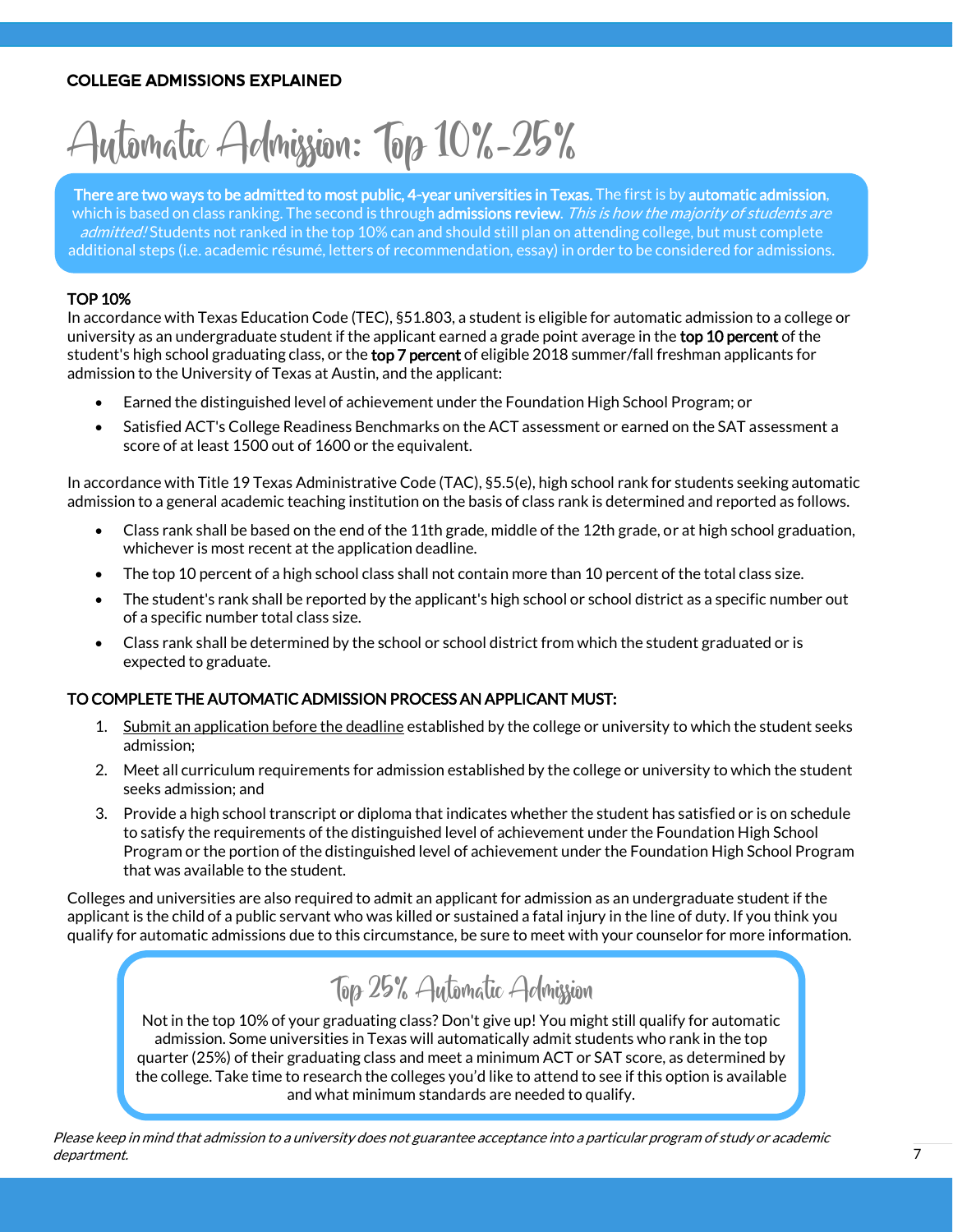**COLLEGE ADMISSIONS EXPLAINED**

# Automatic Admission: Top 10%-25%

**There are two ways to be admitted to most public, 4-year universities in Texas.** The first is by **automatic admission**, which is based on class ranking. The second is through **admissions review**. *This is how the majority of students are admitted!* Students not ranked in the top 10% can and should still plan on attending college, but must complete additional steps (i.e. academic résumé, letters of recommendation, essay) in order to be considered for admissions.

## TOP 10%

In accordance with Texas Education Code (TEC), §51.803, a student is eligible for automatic admission to a college or university as an undergraduate student if the applicant earned a grade point average in the **top 10 percent** of the student's high school graduating class, or the **top 7 percent** of eligible 2018 summer/fall freshman applicants for admission to the University of Texas at Austin, and the applicant:

- Earned the distinguished level of achievement under the Foundation High School Program; or
- Satisfied ACT's College Readiness Benchmarks on the ACT assessment or earned on the SAT assessment a score of at least 1500 out of 1600 or the equivalent.

In accordance with Title 19 Texas Administrative Code (TAC), §5.5(e), high school rank for students seeking automatic admission to a general academic teaching institution on the basis of class rank is determined and reported as follows.

- Class rank shall be based on the end of the 11th grade, middle of the 12th grade, or at high school graduation, whichever is most recent at the application deadline.
- The top 10 percent of a high school class shall not contain more than 10 percent of the total class size.
- The student's rank shall be reported by the applicant's high school or school district as a specific number out of a specific number total class size.
- Class rank shall be determined by the school or school district from which the student graduated or is expected to graduate.

## TO COMPLETE THE AUTOMATIC ADMISSION PROCESS AN APPLICANT MUST:

1. Submit an application before the deadline established by the college or university to which the student seeks admission;
2. Meet all curriculum requirements for admission established by the college or university to which the student seeks admission; and
3. Provide a high school transcript or diploma that indicates whether the student has satisfied or is on schedule to satisfy the requirements of the distinguished level of achievement under the Foundation High School Program or the portion of the distinguished level of achievement under the Foundation High School Program that was available to the student.

Colleges and universities are also required to admit an applicant for admission as an undergraduate student if the applicant is the child of a public servant who was killed or sustained a fatal injury in the line of duty. If you think you qualify for automatic admissions due to this circumstance, be sure to meet with your counselor for more information.

## Top 25% Automatic Admission

Not in the top 10% of your graduating class? Don't give up! You might still qualify for automatic admission. Some universities in Texas will automatically admit students who rank in the top quarter (25%) of their graduating class and meet a minimum ACT or SAT score, as determined by the college. Take time to research the colleges you'd like to attend to see if this option is available and what minimum standards are needed to qualify.

*Please keep in mind that admission to a university does not guarantee acceptance into a particular program of study or academic department.*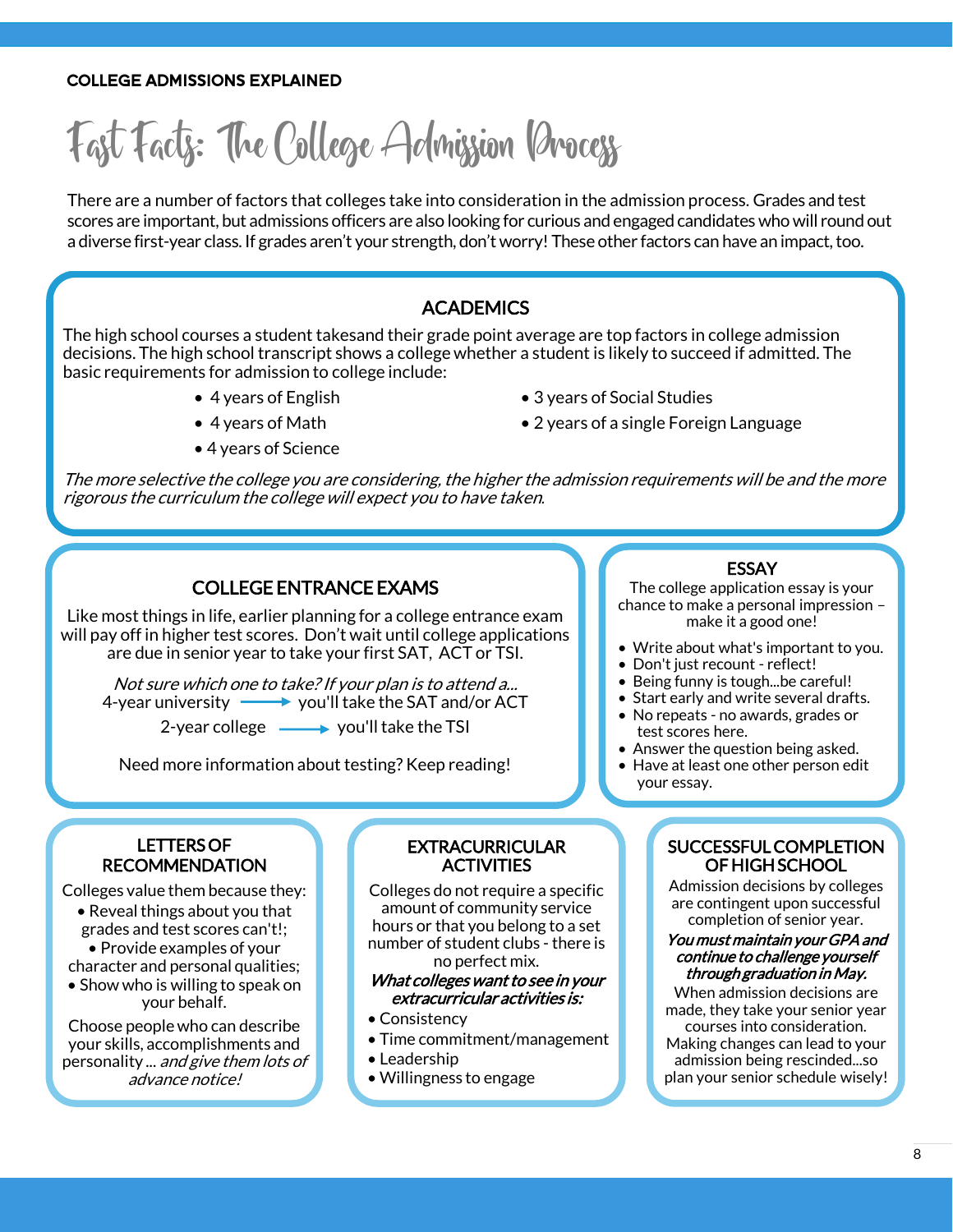COLLEGE ADMISSIONS EXPLAINED

# Fast Facts: The College Admission Process

There are a number of factors that colleges take into consideration in the admission process. Grades and test scores are important, but admissions officers are also looking for curious and engaged candidates who will round out a diverse first-year class. If grades aren't your strength, don't worry! These other factors can have an impact, too.

## ACADEMICS

The high school courses a student takesand their grade point average are top factors in college admission decisions. The high school transcript shows a college whether a student is likely to succeed if admitted. The basic requirements for admission to college include:

- 4 years of English
- 4 years of Math
- 4 years of Science
- 3 years of Social Studies
- 2 years of a single Foreign Language

*The more selective the college you are considering, the higher the admission requirements will be and the more rigorous the curriculum the college will expect you to have taken.*

## COLLEGE ENTRANCE EXAMS

Like most things in life, earlier planning for a college entrance exam will pay off in higher test scores. Don't wait until college applications are due in senior year to take your first SAT, ACT or TSI.

*Not sure which one to take? If your plan is to attend a...*

4-year university → you'll take the SAT and/or ACT

2-year college → you'll take the TSI

Need more information about testing? Keep reading!

## ESSAY

The college application essay is your chance to make a personal impression – make it a good one!

- Write about what's important to you.
- Don't just recount - reflect!
- Being funny is tough...be careful!
- Start early and write several drafts.
- No repeats - no awards, grades or test scores here.
- Answer the question being asked.
- Have at least one other person edit your essay.

## LETTERS OF RECOMMENDATION

Colleges value them because they:

- Reveal things about you that grades and test scores can't!;
- Provide examples of your character and personal qualities;
- Show who is willing to speak on your behalf.

Choose people who can describe your skills, accomplishments and personality ... *and give them lots of advance notice!*

## EXTRACURRICULAR ACTIVITIES

Colleges do not require a specific amount of community service hours or that you belong to a set number of student clubs - there is no perfect mix.

***What colleges want to see in your extracurricular activities is:***

- Consistency
- Time commitment/management
- Leadership
- Willingness to engage

## SUCCESSFUL COMPLETION OF HIGH SCHOOL

Admission decisions by colleges are contingent upon successful completion of senior year.

***You must maintain your GPA and continue to challenge yourself through graduation in May.***

When admission decisions are made, they take your senior year courses into consideration. Making changes can lead to your admission being rescinded...so plan your senior schedule wisely!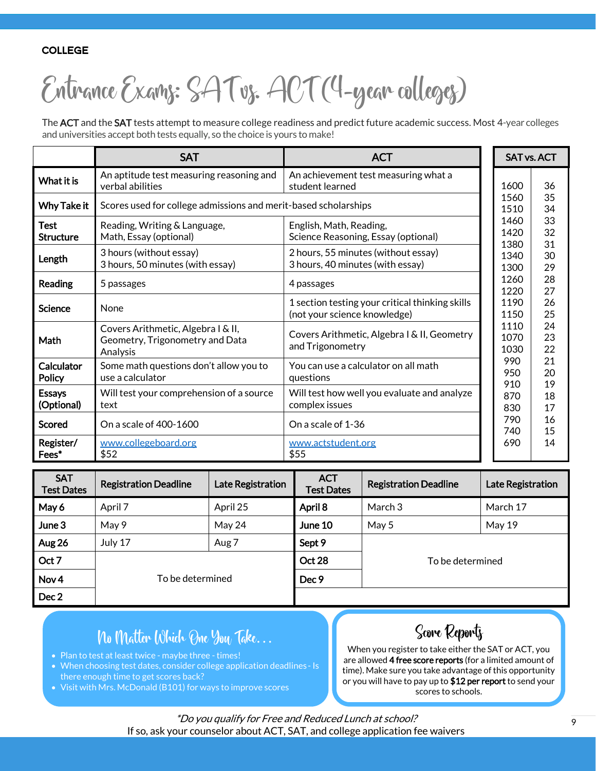COLLEGE

# Entrance Exams: SAT vs. ACT (4-year colleges)

The **ACT** and the **SAT** tests attempt to measure college readiness and predict future academic success. Most 4-year colleges and universities accept both tests equally, so the choice is yours to make!

| | SAT | ACT |
|---|---|---|
| **What it is** | An aptitude test measuring reasoning and verbal abilities | An achievement test measuring what a student learned |
| **Why Take it** | Scores used for college admissions and merit-based scholarships | |
| **Test Structure** | Reading, Writing & Language, Math, Essay (optional) | English, Math, Reading, Science Reasoning, Essay (optional) |
| **Length** | 3 hours (without essay) 3 hours, 50 minutes (with essay) | 2 hours, 55 minutes (without essay) 3 hours, 40 minutes (with essay) |
| **Reading** | 5 passages | 4 passages |
| **Science** | None | 1 section testing your critical thinking skills (not your science knowledge) |
| **Math** | Covers Arithmetic, Algebra I & II, Geometry, Trigonometry and Data Analysis | Covers Arithmetic, Algebra I & II, Geometry and Trigonometry |
| **Calculator Policy** | Some math questions don't allow you to use a calculator | You can use a calculator on all math questions |
| **Essays (Optional)** | Will test your comprehension of a source text | Will test how well you evaluate and analyze complex issues |
| **Scored** | On a scale of 400-1600 | On a scale of 1-36 |
| **Register/ Fees*** | www.collegeboard.org $52 | www.actstudent.org $55 |

| SAT vs. ACT | |
|---|---|
| 1600 | 36 |
| 1560 | 35 |
| 1510 | 34 |
| 1460 | 33 |
| 1420 | 32 |
| 1380 | 31 |
| 1340 | 30 |
| 1300 | 29 |
| 1260 | 28 |
| 1220 | 27 |
| 1190 | 26 |
| 1150 | 25 |
| 1110 | 24 |
| 1070 | 23 |
| 1030 | 22 |
| 990 | 21 |
| 950 | 20 |
| 910 | 19 |
| 870 | 18 |
| 830 | 17 |
| 790 | 16 |
| 740 | 15 |
| 690 | 14 |

| SAT Test Dates | Registration Deadline | Late Registration | ACT Test Dates | Registration Deadline | Late Registration |
|---|---|---|---|---|---|
| **May 6** | April 7 | April 25 | **April 8** | March 3 | March 17 |
| **June 3** | May 9 | May 24 | **June 10** | May 5 | May 19 |
| **Aug 26** | July 17 | Aug 7 | **Sept 9** | To be determined | |
| **Oct 7** | To be determined | | **Oct 28** | | |
| **Nov 4** | | | **Dec 9** | | |
| **Dec 2** | | | | | |

## No Matter Which One You Take...

- Plan to test at least twice - maybe three - times!
- When choosing test dates, consider college application deadlines - Is there enough time to get scores back?
- Visit with Mrs. McDonald (B101) for ways to improve scores

## Score Reports

When you register to take either the SAT or ACT, you are allowed **4 free score reports** (for a limited amount of time). Make sure you take advantage of this opportunity or you will have to pay up to **$12 per report** to send your scores to schools.

*\*Do you qualify for Free and Reduced Lunch at school?*
If so, ask your counselor about ACT, SAT, and college application fee waivers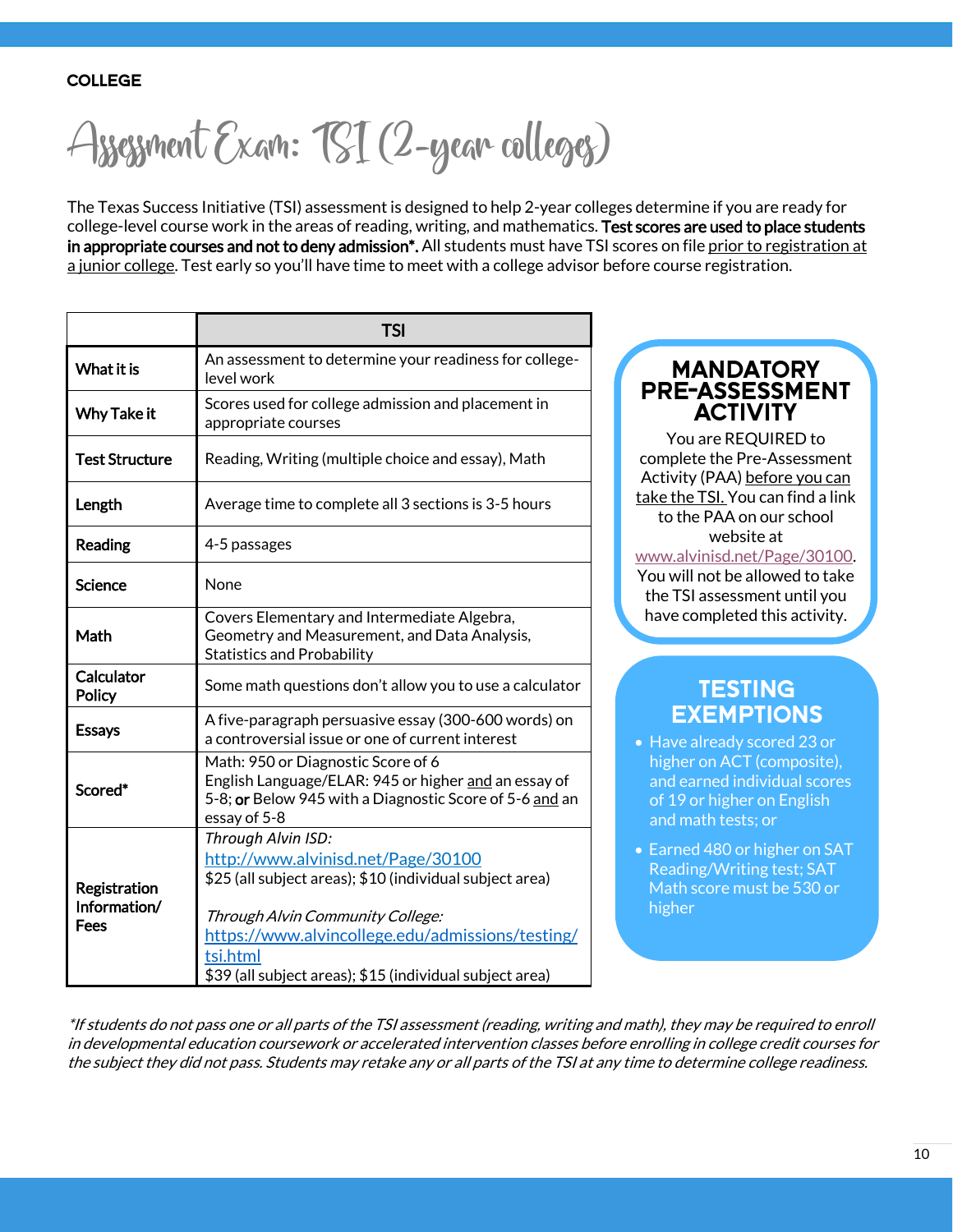**COLLEGE**

# Assessment Exam: TSI (2-year colleges)

The Texas Success Initiative (TSI) assessment is designed to help 2-year colleges determine if you are ready for college-level course work in the areas of reading, writing, and mathematics. **Test scores are used to place students in appropriate courses and not to deny admission*.** All students must have TSI scores on file prior to registration at a junior college. Test early so you'll have time to meet with a college advisor before course registration.

| | **TSI** |
|---|---|
| **What it is** | An assessment to determine your readiness for college-level work |
| **Why Take it** | Scores used for college admission and placement in appropriate courses |
| **Test Structure** | Reading, Writing (multiple choice and essay), Math |
| **Length** | Average time to complete all 3 sections is 3-5 hours |
| **Reading** | 4-5 passages |
| **Science** | None |
| **Math** | Covers Elementary and Intermediate Algebra, Geometry and Measurement, and Data Analysis, Statistics and Probability |
| **Calculator Policy** | Some math questions don't allow you to use a calculator |
| **Essays** | A five-paragraph persuasive essay (300-600 words) on a controversial issue or one of current interest |
| **Scored*** | Math: 950 or Diagnostic Score of 6<br>English Language/ELAR: 945 or higher and an essay of 5-8; **or** Below 945 with a Diagnostic Score of 5-6 and an essay of 5-8 |
| **Registration Information/ Fees** | *Through Alvin ISD:*<br>http://www.alvinisd.net/Page/30100<br>$25 (all subject areas); $10 (individual subject area)<br><br>*Through Alvin Community College:*<br>https://www.alvincollege.edu/admissions/testing/tsi.html<br>$39 (all subject areas); $15 (individual subject area) |

## MANDATORY PRE-ASSESSMENT ACTIVITY

You are REQUIRED to complete the Pre-Assessment Activity (PAA) before you can take the TSI. You can find a link to the PAA on our school website at www.alvinisd.net/Page/30100. You will not be allowed to take the TSI assessment until you have completed this activity.

## TESTING EXEMPTIONS

- Have already scored 23 or higher on ACT (composite), and earned individual scores of 19 or higher on English and math tests; or
- Earned 480 or higher on SAT Reading/Writing test; SAT Math score must be 530 or higher

*\*If students do not pass one or all parts of the TSI assessment (reading, writing and math), they may be required to enroll in developmental education coursework or accelerated intervention classes before enrolling in college credit courses for the subject they did not pass. Students may retake any or all parts of the TSI at any time to determine college readiness.*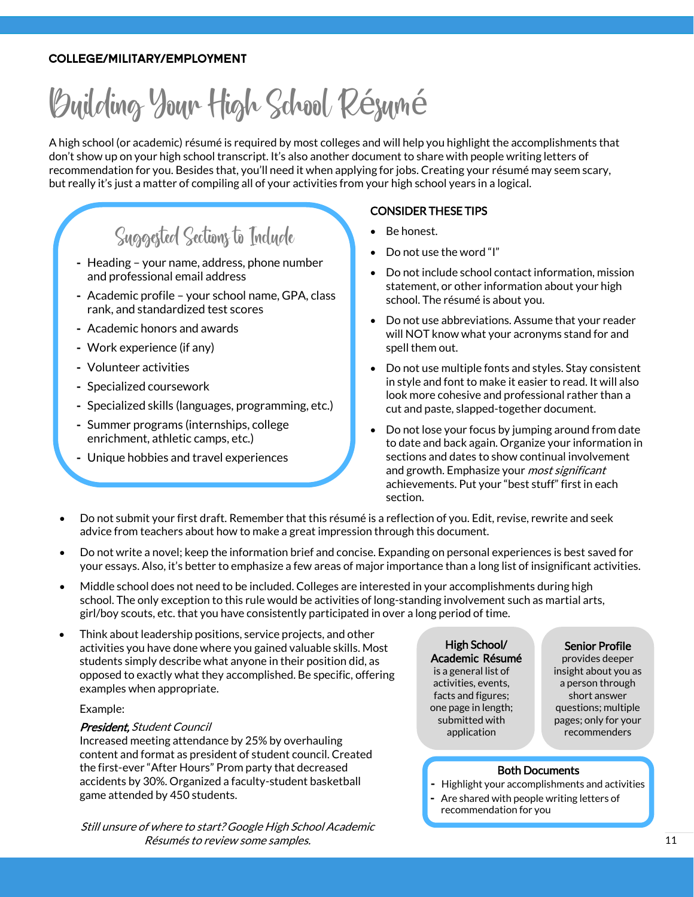**COLLEGE/MILITARY/EMPLOYMENT**

# Building Your High School Résumé

A high school (or academic) résumé is required by most colleges and will help you highlight the accomplishments that don't show up on your high school transcript. It's also another document to share with people writing letters of recommendation for you. Besides that, you'll need it when applying for jobs. Creating your résumé may seem scary, but really it's just a matter of compiling all of your activities from your high school years in a logical.

## Suggested Sections to Include

- Heading – your name, address, phone number and professional email address
- Academic profile – your school name, GPA, class rank, and standardized test scores
- Academic honors and awards
- Work experience (if any)
- Volunteer activities
- Specialized coursework
- Specialized skills (languages, programming, etc.)
- Summer programs (internships, college enrichment, athletic camps, etc.)
- Unique hobbies and travel experiences

## CONSIDER THESE TIPS

- Be honest.
- Do not use the word "I"
- Do not include school contact information, mission statement, or other information about your high school. The résumé is about you.
- Do not use abbreviations. Assume that your reader will NOT know what your acronyms stand for and spell them out.
- Do not use multiple fonts and styles. Stay consistent in style and font to make it easier to read. It will also look more cohesive and professional rather than a cut and paste, slapped-together document.
- Do not lose your focus by jumping around from date to date and back again. Organize your information in sections and dates to show continual involvement and growth. Emphasize your *most significant* achievements. Put your "best stuff" first in each section.
- Do not submit your first draft. Remember that this résumé is a reflection of you. Edit, revise, rewrite and seek advice from teachers about how to make a great impression through this document.
- Do not write a novel; keep the information brief and concise. Expanding on personal experiences is best saved for your essays. Also, it's better to emphasize a few areas of major importance than a long list of insignificant activities.
- Middle school does not need to be included. Colleges are interested in your accomplishments during high school. The only exception to this rule would be activities of long-standing involvement such as martial arts, girl/boy scouts, etc. that you have consistently participated in over a long period of time.
- Think about leadership positions, service projects, and other activities you have done where you gained valuable skills. Most students simply describe what anyone in their position did, as opposed to exactly what they accomplished. Be specific, offering examples when appropriate.

  Example:

  ***President,*** *Student Council*
  Increased meeting attendance by 25% by overhauling content and format as president of student council. Created the first-ever "After Hours" Prom party that decreased accidents by 30%. Organized a faculty-student basketball game attended by 450 students.

*Still unsure of where to start? Google High School Academic Résumés to review some samples.*

**High School/ Academic Résumé** is a general list of activities, events, facts and figures; one page in length; submitted with application

**Senior Profile** provides deeper insight about you as a person through short answer questions; multiple pages; only for your recommenders

**Both Documents**

- Highlight your accomplishments and activities
- Are shared with people writing letters of recommendation for you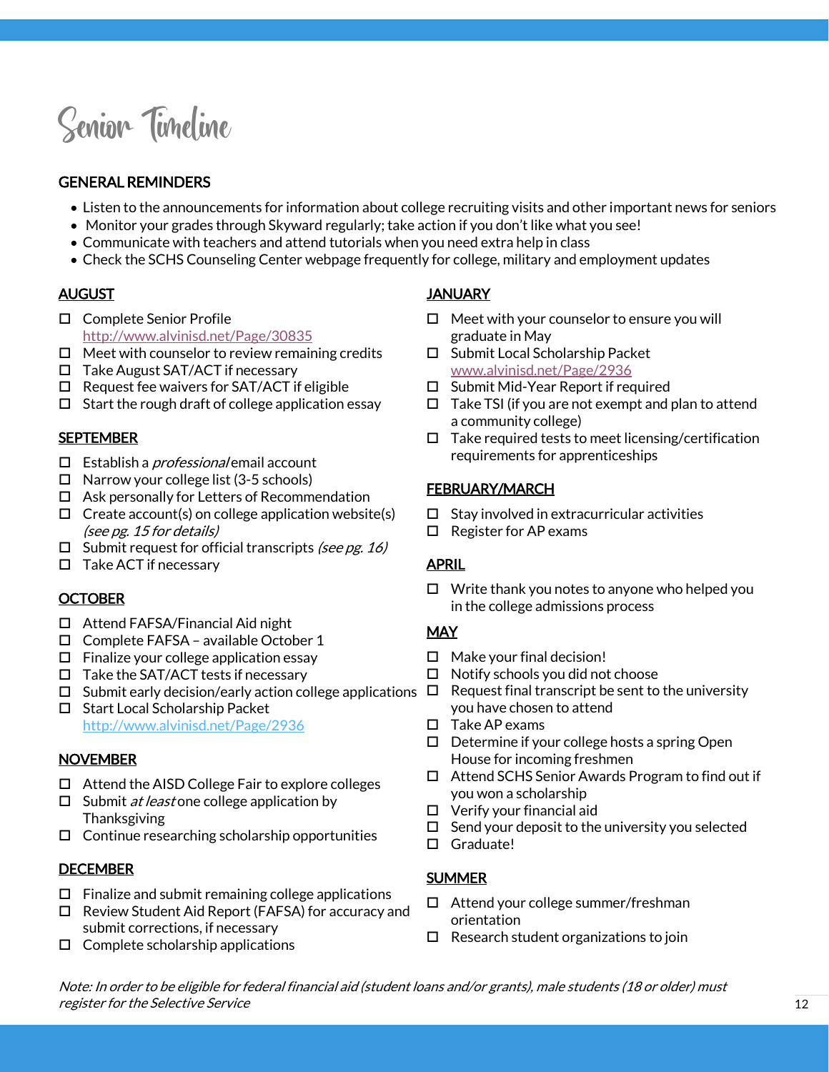# Senior Timeline

## GENERAL REMINDERS

- Listen to the announcements for information about college recruiting visits and other important news for seniors
- Monitor your grades through Skyward regularly; take action if you don't like what you see!
- Communicate with teachers and attend tutorials when you need extra help in class
- Check the SCHS Counseling Center webpage frequently for college, military and employment updates

### AUGUST

- ☐ Complete Senior Profile http://www.alvinisd.net/Page/30835
- ☐ Meet with counselor to review remaining credits
- ☐ Take August SAT/ACT if necessary
- ☐ Request fee waivers for SAT/ACT if eligible
- ☐ Start the rough draft of college application essay

### SEPTEMBER

- ☐ Establish a *professional* email account
- ☐ Narrow your college list (3-5 schools)
- ☐ Ask personally for Letters of Recommendation
- ☐ Create account(s) on college application website(s) *(see pg. 15 for details)*
- ☐ Submit request for official transcripts *(see pg. 16)*
- ☐ Take ACT if necessary

### OCTOBER

- ☐ Attend FAFSA/Financial Aid night
- ☐ Complete FAFSA – available October 1
- ☐ Finalize your college application essay
- ☐ Take the SAT/ACT tests if necessary
- ☐ Submit early decision/early action college applications
- ☐ Start Local Scholarship Packet http://www.alvinisd.net/Page/2936

### NOVEMBER

- ☐ Attend the AISD College Fair to explore colleges
- ☐ Submit *at least* one college application by Thanksgiving
- ☐ Continue researching scholarship opportunities

### DECEMBER

- ☐ Finalize and submit remaining college applications
- ☐ Review Student Aid Report (FAFSA) for accuracy and submit corrections, if necessary
- ☐ Complete scholarship applications

### JANUARY

- ☐ Meet with your counselor to ensure you will graduate in May
- ☐ Submit Local Scholarship Packet www.alvinisd.net/Page/2936
- ☐ Submit Mid-Year Report if required
- ☐ Take TSI (if you are not exempt and plan to attend a community college)
- ☐ Take required tests to meet licensing/certification requirements for apprenticeships

### FEBRUARY/MARCH

- ☐ Stay involved in extracurricular activities
- ☐ Register for AP exams

### APRIL

- ☐ Write thank you notes to anyone who helped you in the college admissions process

### MAY

- ☐ Make your final decision!
- ☐ Notify schools you did not choose
- ☐ Request final transcript be sent to the university you have chosen to attend
- ☐ Take AP exams
- ☐ Determine if your college hosts a spring Open House for incoming freshmen
- ☐ Attend SCHS Senior Awards Program to find out if you won a scholarship
- ☐ Verify your financial aid
- ☐ Send your deposit to the university you selected
- ☐ Graduate!

### SUMMER

- ☐ Attend your college summer/freshman orientation
- ☐ Research student organizations to join

*Note: In order to be eligible for federal financial aid (student loans and/or grants), male students (18 or older) must register for the Selective Service*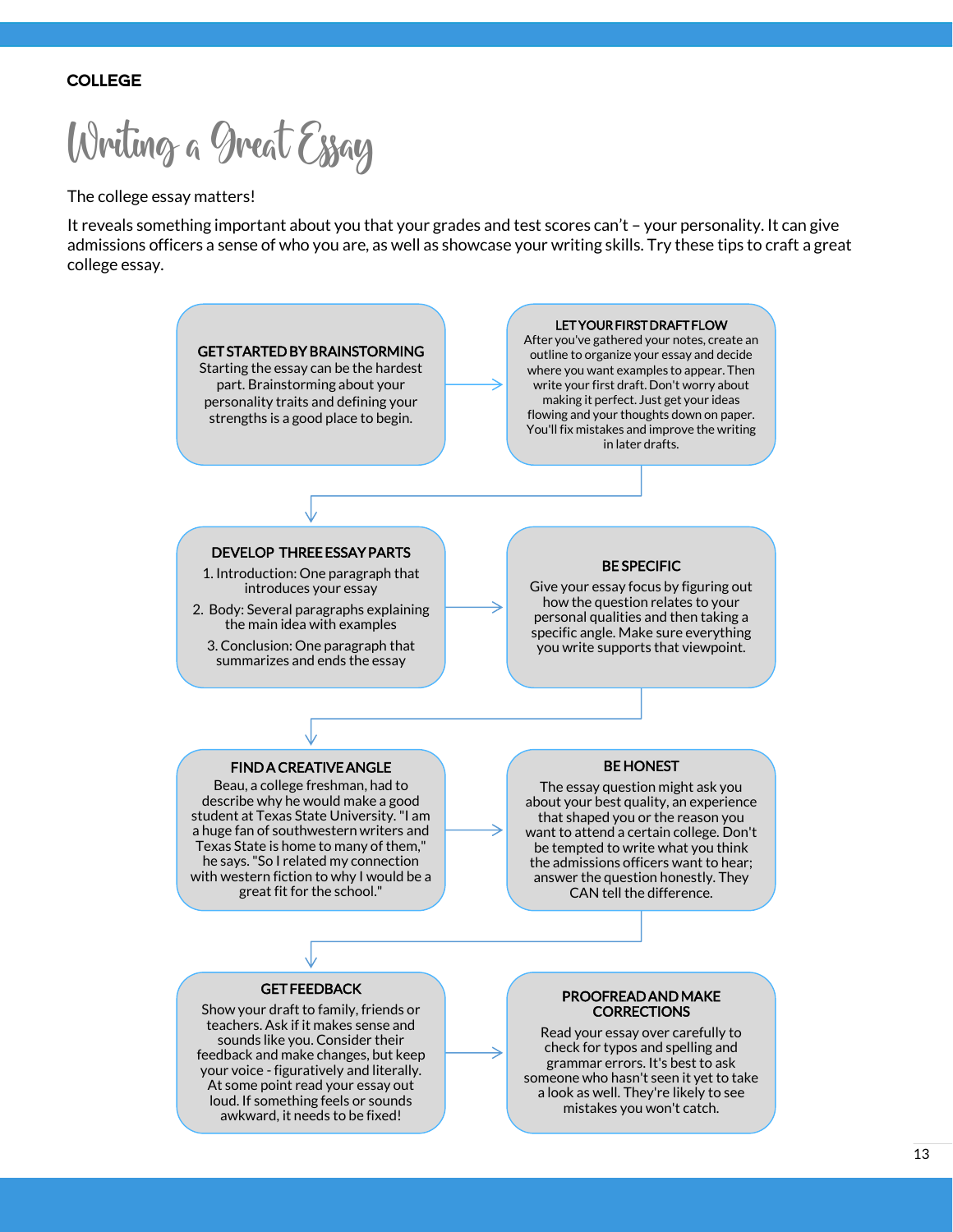COLLEGE

# Writing a Great Essay

The college essay matters!

It reveals something important about you that your grades and test scores can't – your personality. It can give admissions officers a sense of who you are, as well as showcase your writing skills. Try these tips to craft a great college essay.

### GET STARTED BY BRAINSTORMING

Starting the essay can be the hardest part. Brainstorming about your personality traits and defining your strengths is a good place to begin.

### LET YOUR FIRST DRAFT FLOW

After you've gathered your notes, create an outline to organize your essay and decide where you want examples to appear. Then write your first draft. Don't worry about making it perfect. Just get your ideas flowing and your thoughts down on paper. You'll fix mistakes and improve the writing in later drafts.

### DEVELOP THREE ESSAY PARTS

1. Introduction: One paragraph that introduces your essay
2. Body: Several paragraphs explaining the main idea with examples
3. Conclusion: One paragraph that summarizes and ends the essay

### BE SPECIFIC

Give your essay focus by figuring out how the question relates to your personal qualities and then taking a specific angle. Make sure everything you write supports that viewpoint.

### FIND A CREATIVE ANGLE

Beau, a college freshman, had to describe why he would make a good student at Texas State University. "I am a huge fan of southwestern writers and Texas State is home to many of them," he says. "So I related my connection with western fiction to why I would be a great fit for the school."

### BE HONEST

The essay question might ask you about your best quality, an experience that shaped you or the reason you want to attend a certain college. Don't be tempted to write what you think the admissions officers want to hear; answer the question honestly. They CAN tell the difference.

### GET FEEDBACK

Show your draft to family, friends or teachers. Ask if it makes sense and sounds like you. Consider their feedback and make changes, but keep your voice - figuratively and literally. At some point read your essay out loud. If something feels or sounds awkward, it needs to be fixed!

### PROOFREAD AND MAKE CORRECTIONS

Read your essay over carefully to check for typos and spelling and grammar errors. It's best to ask someone who hasn't seen it yet to take a look as well. They're likely to see mistakes you won't catch.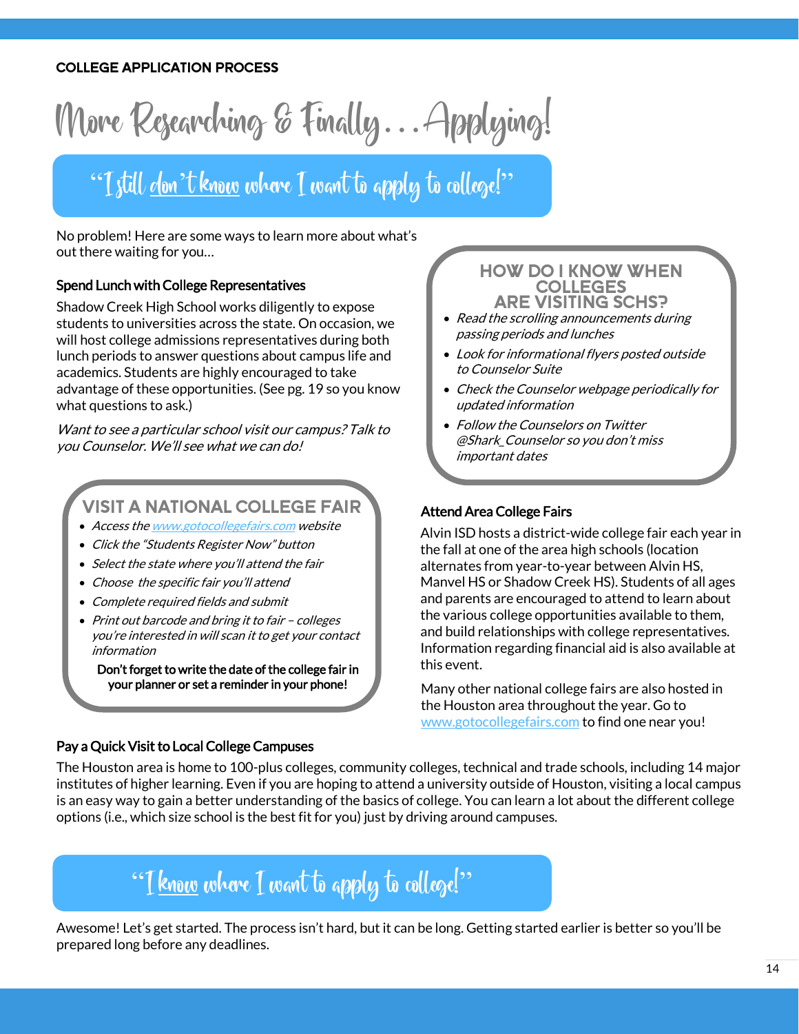COLLEGE APPLICATION PROCESS

# More Researching & Finally…Applying!

## "I still don't know where I want to apply to college!"

No problem! Here are some ways to learn more about what's out there waiting for you…

### Spend Lunch with College Representatives

Shadow Creek High School works diligently to expose students to universities across the state. On occasion, we will host college admissions representatives during both lunch periods to answer questions about campus life and academics. Students are highly encouraged to take advantage of these opportunities. (See pg. 19 so you know what questions to ask.)

*Want to see a particular school visit our campus? Talk to you Counselor. We'll see what we can do!*

### HOW DO I KNOW WHEN COLLEGES ARE VISITING SCHS?

- *Read the scrolling announcements during passing periods and lunches*
- *Look for informational flyers posted outside to Counselor Suite*
- *Check the Counselor webpage periodically for updated information*
- *Follow the Counselors on Twitter @Shark_Counselor so you don't miss important dates*

### VISIT A NATIONAL COLLEGE FAIR

- *Access the www.gotocollegefairs.com website*
- *Click the "Students Register Now" button*
- *Select the state where you'll attend the fair*
- *Choose the specific fair you'll attend*
- *Complete required fields and submit*
- *Print out barcode and bring it to fair – colleges you're interested in will scan it to get your contact information*

**Don't forget to write the date of the college fair in your planner or set a reminder in your phone!**

### Attend Area College Fairs

Alvin ISD hosts a district-wide college fair each year in the fall at one of the area high schools (location alternates from year-to-year between Alvin HS, Manvel HS or Shadow Creek HS). Students of all ages and parents are encouraged to attend to learn about the various college opportunities available to them, and build relationships with college representatives. Information regarding financial aid is also available at this event.

Many other national college fairs are also hosted in the Houston area throughout the year. Go to www.gotocollegefairs.com to find one near you!

### Pay a Quick Visit to Local College Campuses

The Houston area is home to 100-plus colleges, community colleges, technical and trade schools, including 14 major institutes of higher learning. Even if you are hoping to attend a university outside of Houston, visiting a local campus is an easy way to gain a better understanding of the basics of college. You can learn a lot about the different college options (i.e., which size school is the best fit for you) just by driving around campuses.

## "I know where I want to apply to college!"

Awesome! Let's get started. The process isn't hard, but it can be long. Getting started earlier is better so you'll be prepared long before any deadlines.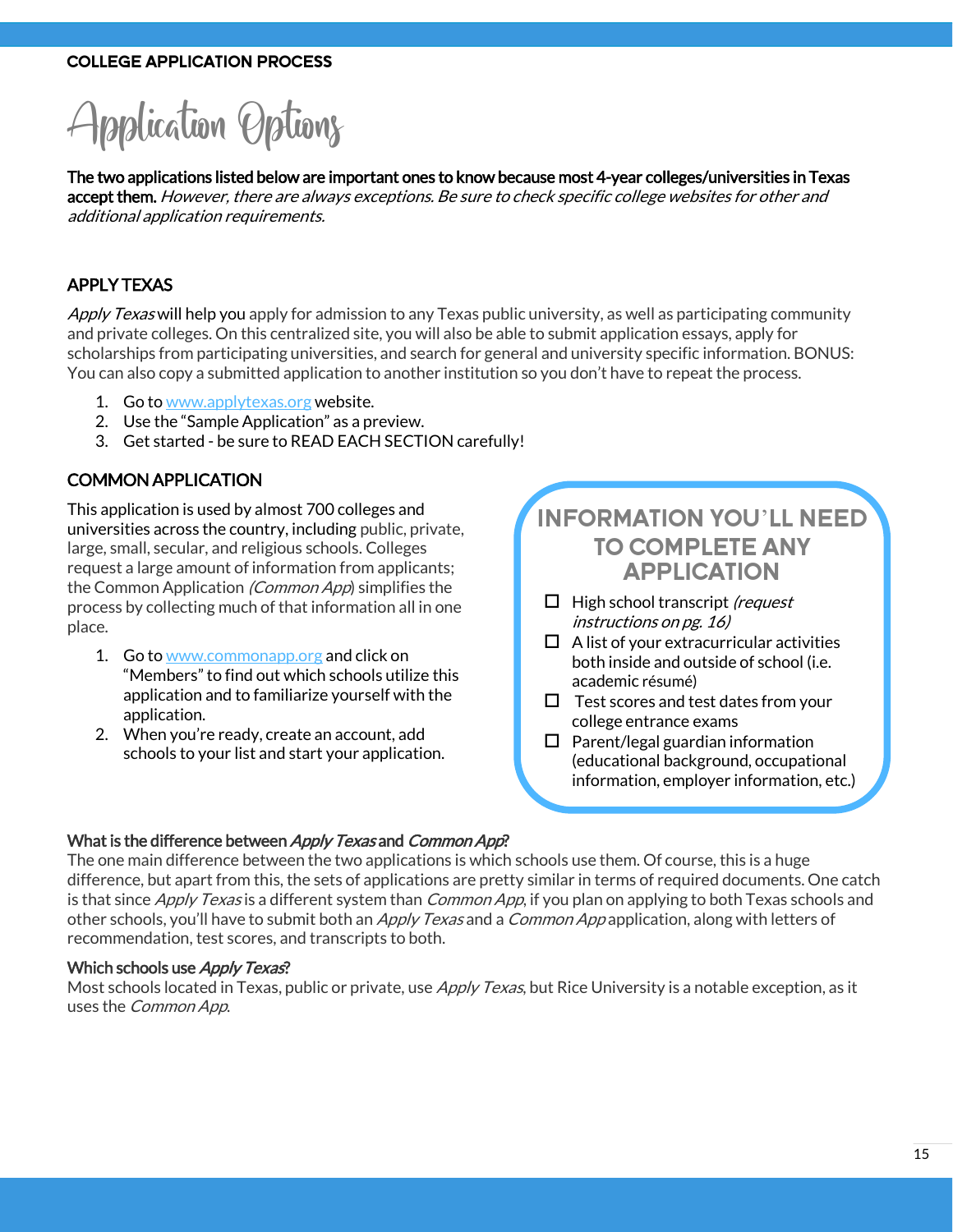COLLEGE APPLICATION PROCESS

# Application Options

**The two applications listed below are important ones to know because most 4-year colleges/universities in Texas accept them.** *However, there are always exceptions. Be sure to check specific college websites for other and additional application requirements.*

## APPLY TEXAS

*Apply Texas* will help you apply for admission to any Texas public university, as well as participating community and private colleges. On this centralized site, you will also be able to submit application essays, apply for scholarships from participating universities, and search for general and university specific information. BONUS: You can also copy a submitted application to another institution so you don't have to repeat the process.

1. Go to www.applytexas.org website.
2. Use the "Sample Application" as a preview.
3. Get started - be sure to READ EACH SECTION carefully!

## COMMON APPLICATION

This application is used by almost 700 colleges and universities across the country, including public, private, large, small, secular, and religious schools. Colleges request a large amount of information from applicants; the Common Application *(Common App)* simplifies the process by collecting much of that information all in one place.

1. Go to www.commonapp.org and click on "Members" to find out which schools utilize this application and to familiarize yourself with the application.
2. When you're ready, create an account, add schools to your list and start your application.

### INFORMATION YOU'LL NEED TO COMPLETE ANY APPLICATION

- ☐ High school transcript *(request instructions on pg. 16)*
- ☐ A list of your extracurricular activities both inside and outside of school (i.e. academic résumé)
- ☐ Test scores and test dates from your college entrance exams
- ☐ Parent/legal guardian information (educational background, occupational information, employer information, etc.)

### What is the difference between *Apply Texas* and *Common App*?

The one main difference between the two applications is which schools use them. Of course, this is a huge difference, but apart from this, the sets of applications are pretty similar in terms of required documents. One catch is that since *Apply Texas* is a different system than *Common App*, if you plan on applying to both Texas schools and other schools, you'll have to submit both an *Apply Texas* and a *Common App* application, along with letters of recommendation, test scores, and transcripts to both.

### Which schools use *Apply Texas*?

Most schools located in Texas, public or private, use *Apply Texas*, but Rice University is a notable exception, as it uses the *Common App*.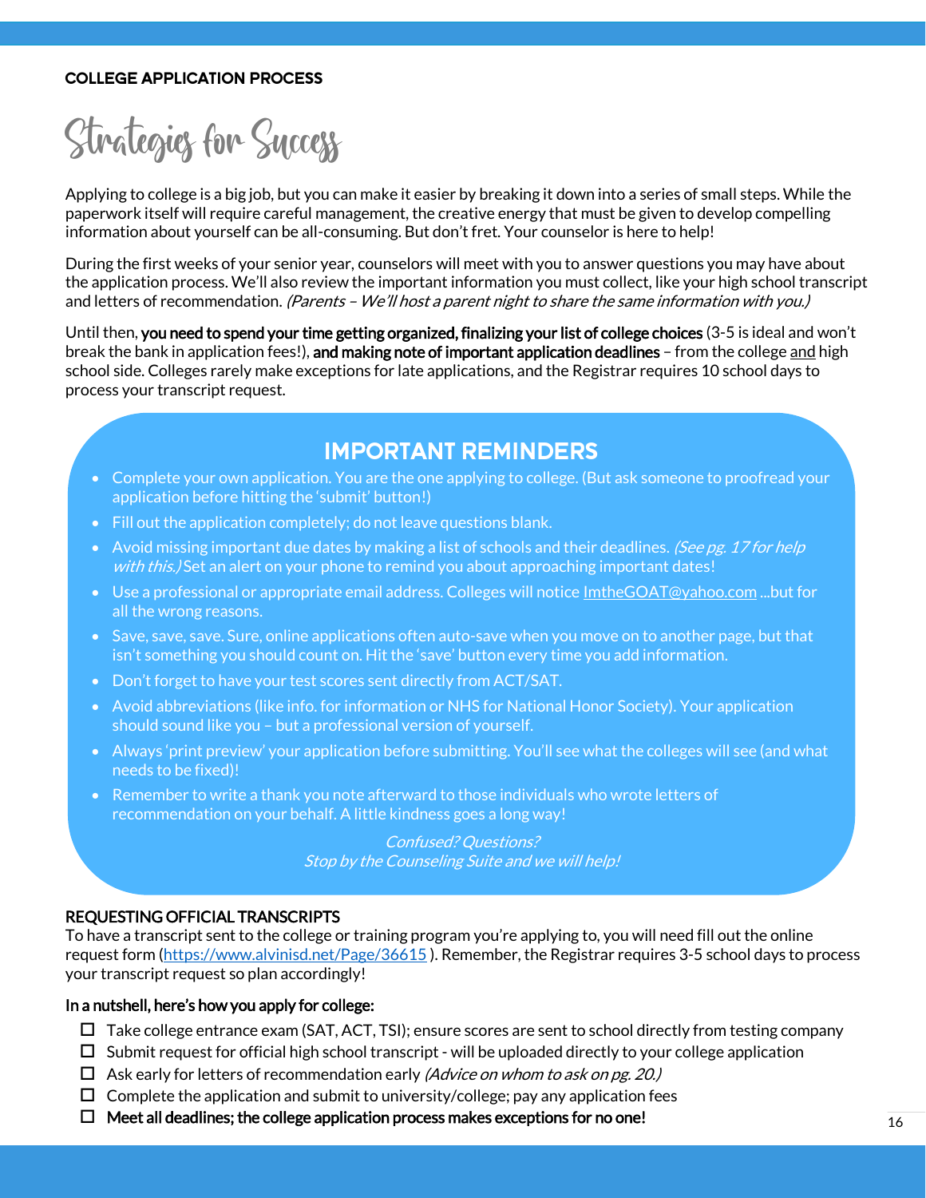**COLLEGE APPLICATION PROCESS**

# Strategies for Success

Applying to college is a big job, but you can make it easier by breaking it down into a series of small steps. While the paperwork itself will require careful management, the creative energy that must be given to develop compelling information about yourself can be all-consuming. But don't fret. Your counselor is here to help!

During the first weeks of your senior year, counselors will meet with you to answer questions you may have about the application process. We'll also review the important information you must collect, like your high school transcript and letters of recommendation. *(Parents – We'll host a parent night to share the same information with you.)*

Until then, **you need to spend your time getting organized, finalizing your list of college choices** (3-5 is ideal and won't break the bank in application fees!), **and making note of important application deadlines** – from the college and high school side. Colleges rarely make exceptions for late applications, and the Registrar requires 10 school days to process your transcript request.

## IMPORTANT REMINDERS

- Complete your own application. You are the one applying to college. (But ask someone to proofread your application before hitting the 'submit' button!)
- Fill out the application completely; do not leave questions blank.
- Avoid missing important due dates by making a list of schools and their deadlines. *(See pg. 17 for help with this.)* Set an alert on your phone to remind you about approaching important dates!
- Use a professional or appropriate email address. Colleges will notice ImtheGOAT@yahoo.com ...but for all the wrong reasons.
- Save, save, save. Sure, online applications often auto-save when you move on to another page, but that isn't something you should count on. Hit the 'save' button every time you add information.
- Don't forget to have your test scores sent directly from ACT/SAT.
- Avoid abbreviations (like info. for information or NHS for National Honor Society). Your application should sound like you – but a professional version of yourself.
- Always 'print preview' your application before submitting. You'll see what the colleges will see (and what needs to be fixed)!
- Remember to write a thank you note afterward to those individuals who wrote letters of recommendation on your behalf. A little kindness goes a long way!

*Confused? Questions?*
*Stop by the Counseling Suite and we will help!*

**REQUESTING OFFICIAL TRANSCRIPTS**
To have a transcript sent to the college or training program you're applying to, you will need fill out the online request form (https://www.alvinisd.net/Page/36615 ). Remember, the Registrar requires 3-5 school days to process your transcript request so plan accordingly!

**In a nutshell, here's how you apply for college:**

- ☐ Take college entrance exam (SAT, ACT, TSI); ensure scores are sent to school directly from testing company
- ☐ Submit request for official high school transcript - will be uploaded directly to your college application
- ☐ Ask early for letters of recommendation early *(Advice on whom to ask on pg. 20.)*
- ☐ Complete the application and submit to university/college; pay any application fees
- ☐ **Meet all deadlines; the college application process makes exceptions for no one!**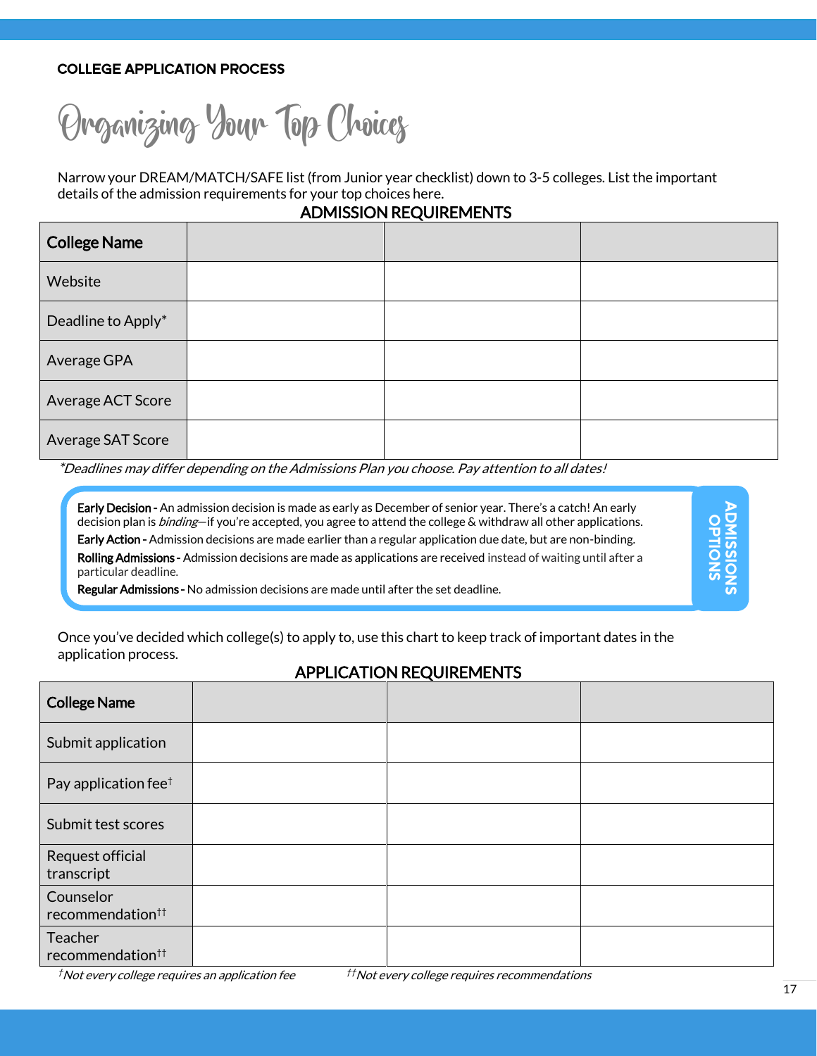COLLEGE APPLICATION PROCESS

# Organizing Your Top Choices

Narrow your DREAM/MATCH/SAFE list (from Junior year checklist) down to 3-5 colleges. List the important details of the admission requirements for your top choices here.

## ADMISSION REQUIREMENTS

| College Name | | | |
|---|---|---|---|
| Website | | | |
| Deadline to Apply* | | | |
| Average GPA | | | |
| Average ACT Score | | | |
| Average SAT Score | | | |

*\*Deadlines may differ depending on the Admissions Plan you choose. Pay attention to all dates!*

**ADMISSIONS OPTIONS**

**Early Decision -** An admission decision is made as early as December of senior year. There's a catch! An early decision plan is *binding*—if you're accepted, you agree to attend the college & withdraw all other applications.

**Early Action -** Admission decisions are made earlier than a regular application due date, but are non-binding.

**Rolling Admissions -** Admission decisions are made as applications are received instead of waiting until after a particular deadline.

**Regular Admissions -** No admission decisions are made until after the set deadline.

Once you've decided which college(s) to apply to, use this chart to keep track of important dates in the application process.

## APPLICATION REQUIREMENTS

| College Name | | | |
|---|---|---|---|
| Submit application | | | |
| Pay application fee† | | | |
| Submit test scores | | | |
| Request official transcript | | | |
| Counselor recommendation†† | | | |
| Teacher recommendation†† | | | |

*†Not every college requires an application fee* *††Not every college requires recommendations*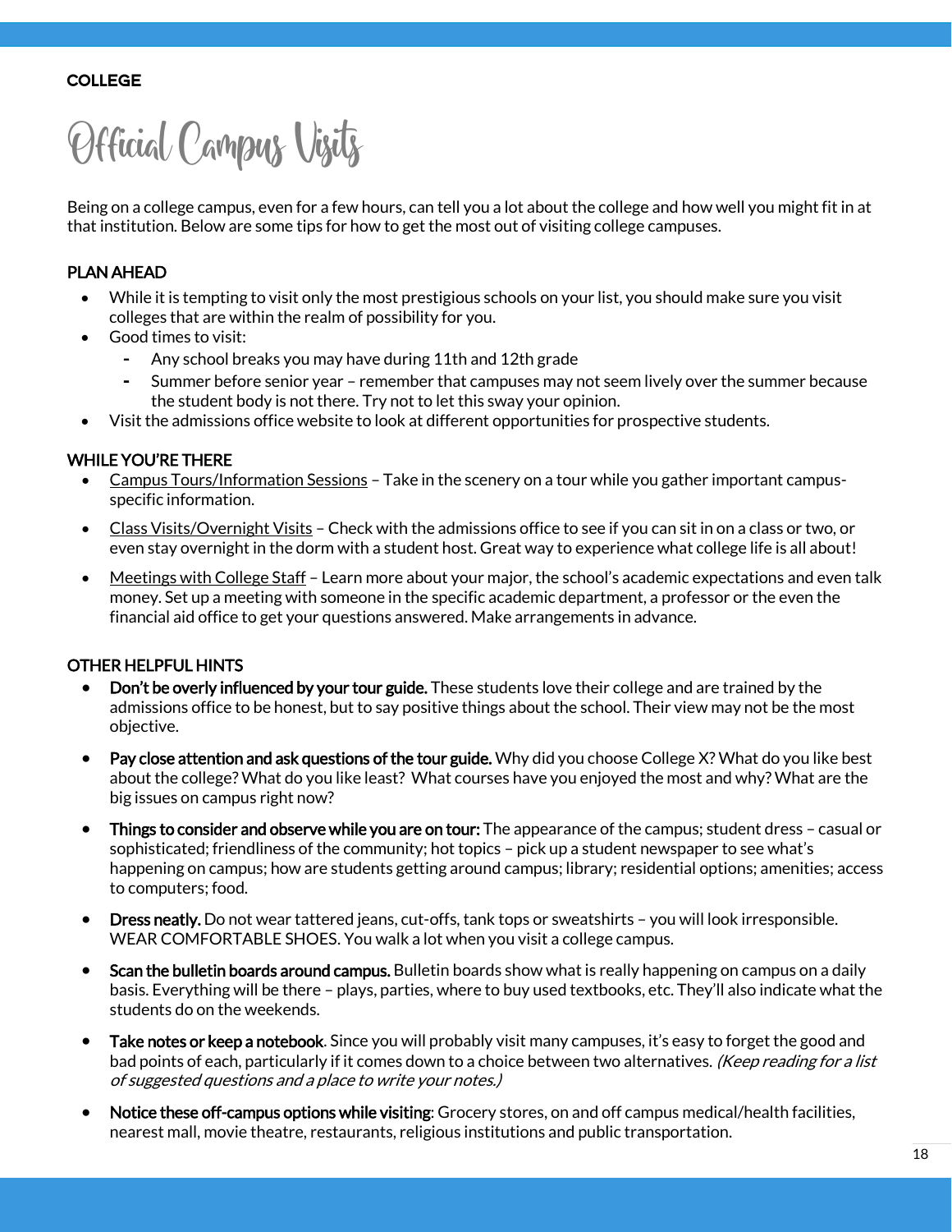COLLEGE

# Official Campus Visits

Being on a college campus, even for a few hours, can tell you a lot about the college and how well you might fit in at that institution. Below are some tips for how to get the most out of visiting college campuses.

## PLAN AHEAD

- While it is tempting to visit only the most prestigious schools on your list, you should make sure you visit colleges that are within the realm of possibility for you.
- Good times to visit:
  - Any school breaks you may have during 11th and 12th grade
  - Summer before senior year – remember that campuses may not seem lively over the summer because the student body is not there. Try not to let this sway your opinion.
- Visit the admissions office website to look at different opportunities for prospective students.

## WHILE YOU'RE THERE

- Campus Tours/Information Sessions – Take in the scenery on a tour while you gather important campus-specific information.
- Class Visits/Overnight Visits – Check with the admissions office to see if you can sit in on a class or two, or even stay overnight in the dorm with a student host. Great way to experience what college life is all about!
- Meetings with College Staff – Learn more about your major, the school's academic expectations and even talk money. Set up a meeting with someone in the specific academic department, a professor or the even the financial aid office to get your questions answered. Make arrangements in advance.

## OTHER HELPFUL HINTS

- **Don't be overly influenced by your tour guide.** These students love their college and are trained by the admissions office to be honest, but to say positive things about the school. Their view may not be the most objective.
- **Pay close attention and ask questions of the tour guide.** Why did you choose College X? What do you like best about the college? What do you like least? What courses have you enjoyed the most and why? What are the big issues on campus right now?
- **Things to consider and observe while you are on tour:** The appearance of the campus; student dress – casual or sophisticated; friendliness of the community; hot topics – pick up a student newspaper to see what's happening on campus; how are students getting around campus; library; residential options; amenities; access to computers; food.
- **Dress neatly.** Do not wear tattered jeans, cut-offs, tank tops or sweatshirts – you will look irresponsible. WEAR COMFORTABLE SHOES. You walk a lot when you visit a college campus.
- **Scan the bulletin boards around campus.** Bulletin boards show what is really happening on campus on a daily basis. Everything will be there – plays, parties, where to buy used textbooks, etc. They'll also indicate what the students do on the weekends.
- **Take notes or keep a notebook**. Since you will probably visit many campuses, it's easy to forget the good and bad points of each, particularly if it comes down to a choice between two alternatives. *(Keep reading for a list of suggested questions and a place to write your notes.)*
- **Notice these off-campus options while visiting**: Grocery stores, on and off campus medical/health facilities, nearest mall, movie theatre, restaurants, religious institutions and public transportation.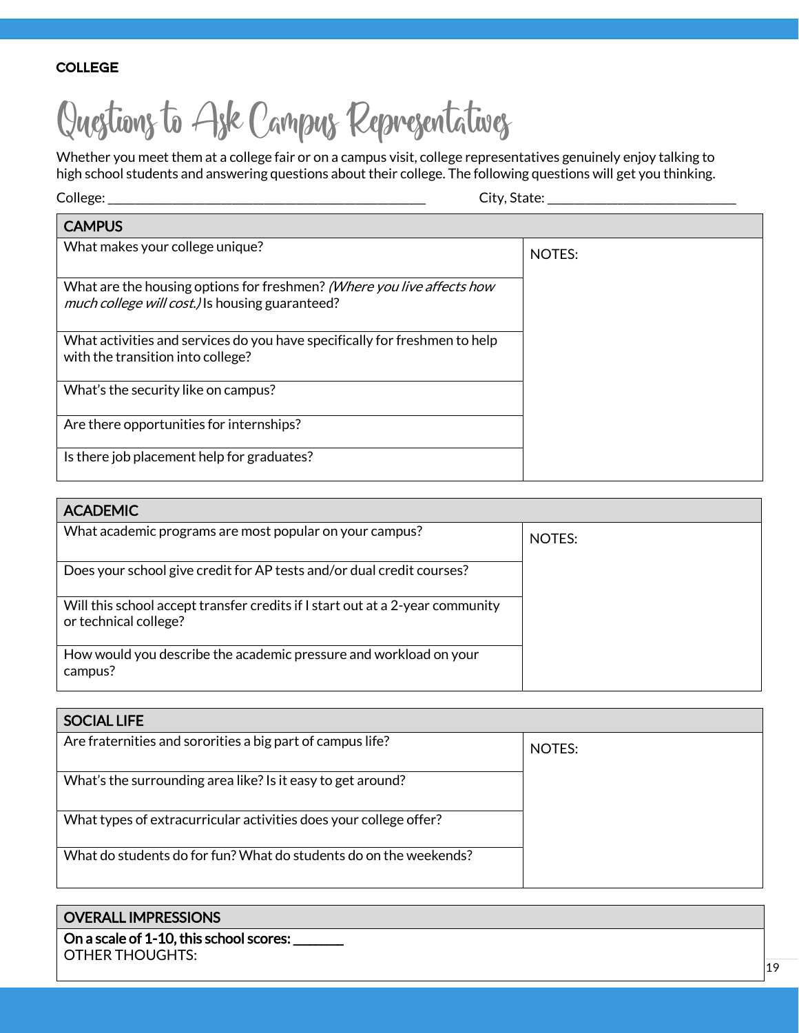**COLLEGE**

# Questions to Ask Campus Representatives

Whether you meet them at a college fair or on a campus visit, college representatives genuinely enjoy talking to high school students and answering questions about their college. The following questions will get you thinking.

College: ______________________________________________ City, State: __________________________

| CAMPUS | |
|---|---|
| What makes your college unique? | NOTES: |
| What are the housing options for freshmen? *(Where you live affects how much college will cost.)* Is housing guaranteed? | |
| What activities and services do you have specifically for freshmen to help with the transition into college? | |
| What's the security like on campus? | |
| Are there opportunities for internships? | |
| Is there job placement help for graduates? | |

| ACADEMIC | |
|---|---|
| What academic programs are most popular on your campus? | NOTES: |
| Does your school give credit for AP tests and/or dual credit courses? | |
| Will this school accept transfer credits if I start out at a 2-year community or technical college? | |
| How would you describe the academic pressure and workload on your campus? | |

| SOCIAL LIFE | |
|---|---|
| Are fraternities and sororities a big part of campus life? | NOTES: |
| What's the surrounding area like? Is it easy to get around? | |
| What types of extracurricular activities does your college offer? | |
| What do students do for fun? What do students do on the weekends? | |

| OVERALL IMPRESSIONS |
|---|
| **On a scale of 1-10, this school scores: _______** <br> OTHER THOUGHTS: |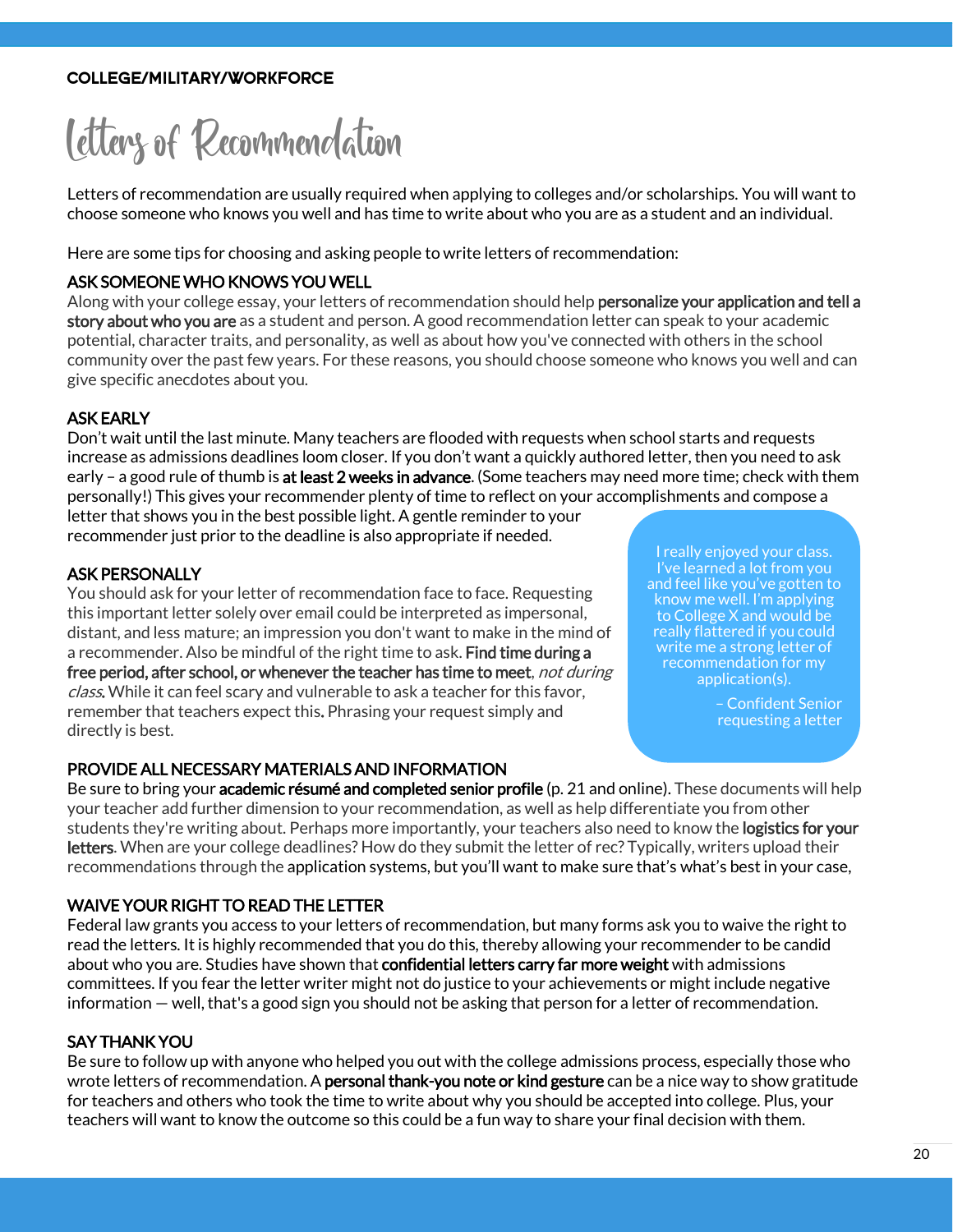COLLEGE/MILITARY/WORKFORCE

# Letters of Recommendation

Letters of recommendation are usually required when applying to colleges and/or scholarships. You will want to choose someone who knows you well and has time to write about who you are as a student and an individual.

Here are some tips for choosing and asking people to write letters of recommendation:

## ASK SOMEONE WHO KNOWS YOU WELL

Along with your college essay, your letters of recommendation should help **personalize your application and tell a story about who you are** as a student and person. A good recommendation letter can speak to your academic potential, character traits, and personality, as well as about how you've connected with others in the school community over the past few years. For these reasons, you should choose someone who knows you well and can give specific anecdotes about you.

## ASK EARLY

Don't wait until the last minute. Many teachers are flooded with requests when school starts and requests increase as admissions deadlines loom closer. If you don't want a quickly authored letter, then you need to ask early – a good rule of thumb is **at least 2 weeks in advance**. (Some teachers may need more time; check with them personally!) This gives your recommender plenty of time to reflect on your accomplishments and compose a letter that shows you in the best possible light. A gentle reminder to your recommender just prior to the deadline is also appropriate if needed.

## ASK PERSONALLY

You should ask for your letter of recommendation face to face. Requesting this important letter solely over email could be interpreted as impersonal, distant, and less mature; an impression you don't want to make in the mind of a recommender. Also be mindful of the right time to ask. **Find time during a free period, after school, or whenever the teacher has time to meet**, *not during class*. While it can feel scary and vulnerable to ask a teacher for this favor, remember that teachers expect this. Phrasing your request simply and directly is best.

> I really enjoyed your class. I've learned a lot from you and feel like you've gotten to know me well. I'm applying to College X and would be really flattered if you could write me a strong letter of recommendation for my application(s).
>
> – Confident Senior requesting a letter

## PROVIDE ALL NECESSARY MATERIALS AND INFORMATION

Be sure to bring your **academic résumé and completed senior profile** (p. 21 and online). These documents will help your teacher add further dimension to your recommendation, as well as help differentiate you from other students they're writing about. Perhaps more importantly, your teachers also need to know the **logistics for your letters**. When are your college deadlines? How do they submit the letter of rec? Typically, writers upload their recommendations through the application systems, but you'll want to make sure that's what's best in your case,

## WAIVE YOUR RIGHT TO READ THE LETTER

Federal law grants you access to your letters of recommendation, but many forms ask you to waive the right to read the letters. It is highly recommended that you do this, thereby allowing your recommender to be candid about who you are. Studies have shown that **confidential letters carry far more weight** with admissions committees. If you fear the letter writer might not do justice to your achievements or might include negative information — well, that's a good sign you should not be asking that person for a letter of recommendation.

## SAY THANK YOU

Be sure to follow up with anyone who helped you out with the college admissions process, especially those who wrote letters of recommendation. A **personal thank-you note or kind gesture** can be a nice way to show gratitude for teachers and others who took the time to write about why you should be accepted into college. Plus, your teachers will want to know the outcome so this could be a fun way to share your final decision with them.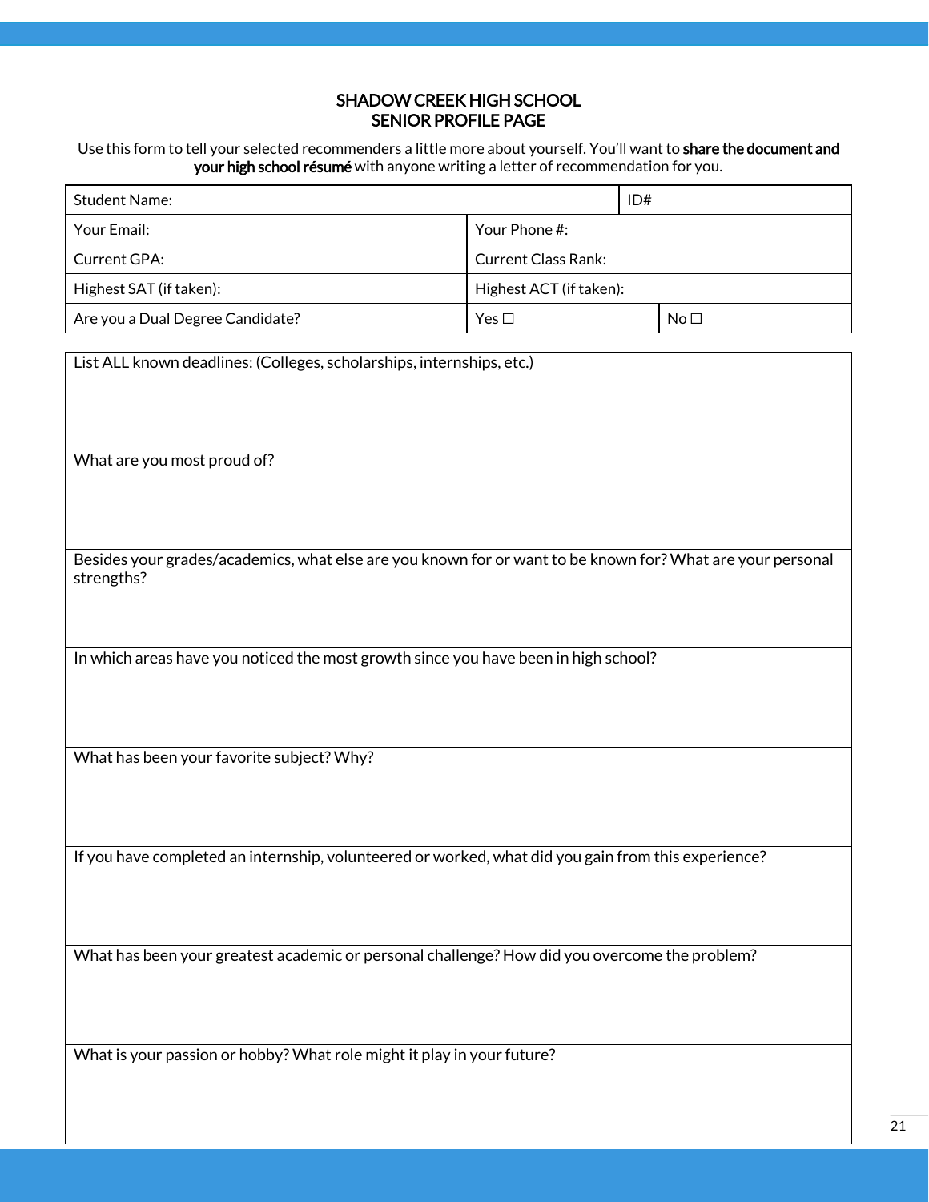# SHADOW CREEK HIGH SCHOOL
## SENIOR PROFILE PAGE

Use this form to tell your selected recommenders a little more about yourself. You'll want to **share the document and your high school résumé** with anyone writing a letter of recommendation for you.

| Student Name: | | ID# | |
|---|---|---|---|
| Your Email: | Your Phone #: | | |
| Current GPA: | Current Class Rank: | | |
| Highest SAT (if taken): | Highest ACT (if taken): | | |
| Are you a Dual Degree Candidate? | Yes ☐ | | No ☐ |

| List ALL known deadlines: (Colleges, scholarships, internships, etc.) |
|---|
| What are you most proud of? |
| Besides your grades/academics, what else are you known for or want to be known for? What are your personal strengths? |
| In which areas have you noticed the most growth since you have been in high school? |
| What has been your favorite subject? Why? |
| If you have completed an internship, volunteered or worked, what did you gain from this experience? |
| What has been your greatest academic or personal challenge? How did you overcome the problem? |
| What is your passion or hobby? What role might it play in your future? |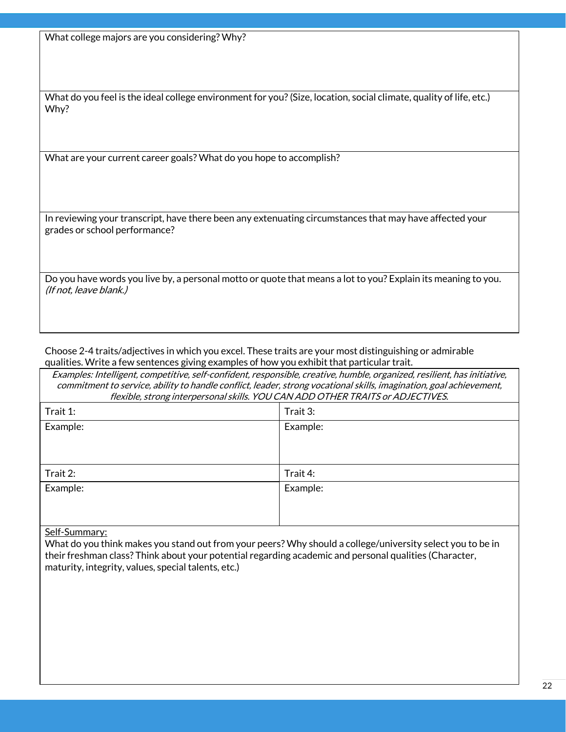| What college majors are you considering? Why? |
| --- |
| What do you feel is the ideal college environment for you? (Size, location, social climate, quality of life, etc.) Why? |
| What are your current career goals? What do you hope to accomplish? |
| In reviewing your transcript, have there been any extenuating circumstances that may have affected your grades or school performance? |
| Do you have words you live by, a personal motto or quote that means a lot to you? Explain its meaning to you. *(If not, leave blank.)* |

Choose 2-4 traits/adjectives in which you excel. These traits are your most distinguishing or admirable qualities. Write a few sentences giving examples of how you exhibit that particular trait.

*Examples: Intelligent, competitive, self-confident, responsible, creative, humble, organized, resilient, has initiative, commitment to service, ability to handle conflict, leader, strong vocational skills, imagination, goal achievement, flexible, strong interpersonal skills. YOU CAN ADD OTHER TRAITS or ADJECTIVES.*

| Trait 1: | Trait 3: |
| --- | --- |
| Example: | Example: |
| Trait 2: | Trait 4: |
| Example: | Example: |

Self-Summary:

What do you think makes you stand out from your peers? Why should a college/university select you to be in their freshman class? Think about your potential regarding academic and personal qualities (Character, maturity, integrity, values, special talents, etc.)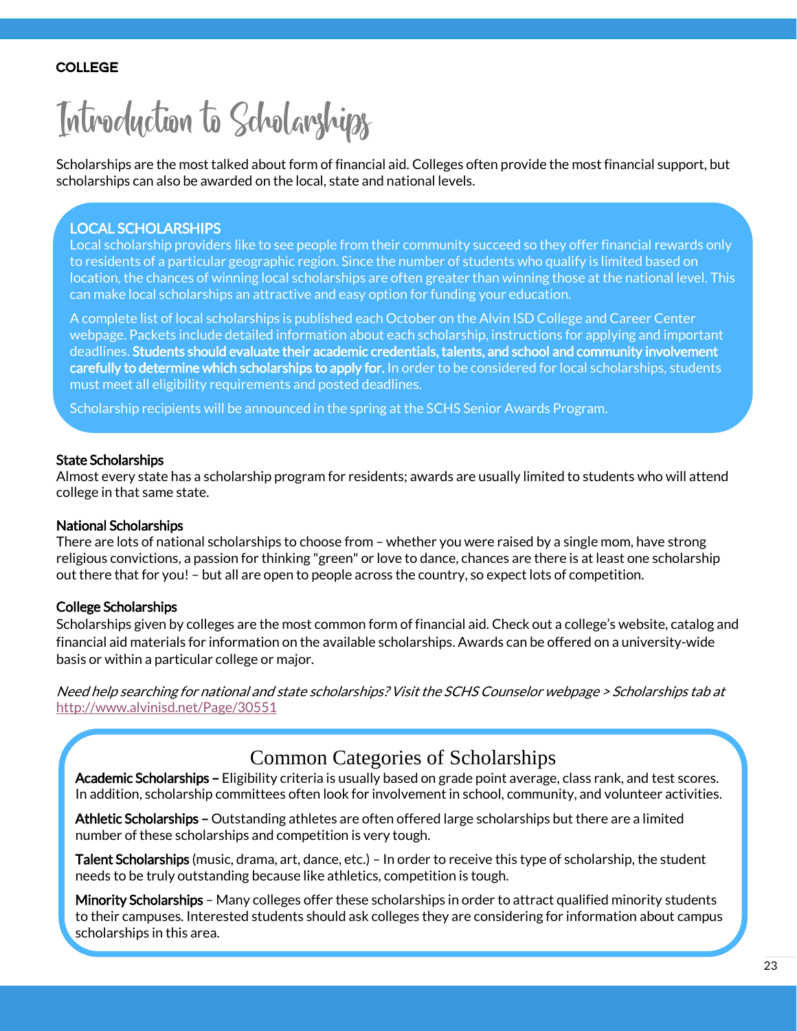COLLEGE

# Introduction to Scholarships

Scholarships are the most talked about form of financial aid. Colleges often provide the most financial support, but scholarships can also be awarded on the local, state and national levels.

## LOCAL SCHOLARSHIPS

Local scholarship providers like to see people from their community succeed so they offer financial rewards only to residents of a particular geographic region. Since the number of students who qualify is limited based on location, the chances of winning local scholarships are often greater than winning those at the national level. This can make local scholarships an attractive and easy option for funding your education.

A complete list of local scholarships is published each October on the Alvin ISD College and Career Center webpage. Packets include detailed information about each scholarship, instructions for applying and important deadlines. **Students should evaluate their academic credentials, talents, and school and community involvement carefully to determine which scholarships to apply for.** In order to be considered for local scholarships, students must meet all eligibility requirements and posted deadlines.

Scholarship recipients will be announced in the spring at the SCHS Senior Awards Program.

### State Scholarships

Almost every state has a scholarship program for residents; awards are usually limited to students who will attend college in that same state.

### National Scholarships

There are lots of national scholarships to choose from – whether you were raised by a single mom, have strong religious convictions, a passion for thinking "green" or love to dance, chances are there is at least one scholarship out there that for you! – but all are open to people across the country, so expect lots of competition.

### College Scholarships

Scholarships given by colleges are the most common form of financial aid. Check out a college's website, catalog and financial aid materials for information on the available scholarships. Awards can be offered on a university-wide basis or within a particular college or major.

*Need help searching for national and state scholarships? Visit the SCHS Counselor webpage > Scholarships tab at* http://www.alvinisd.net/Page/30551

## Common Categories of Scholarships

**Academic Scholarships –** Eligibility criteria is usually based on grade point average, class rank, and test scores. In addition, scholarship committees often look for involvement in school, community, and volunteer activities.

**Athletic Scholarships –** Outstanding athletes are often offered large scholarships but there are a limited number of these scholarships and competition is very tough.

**Talent Scholarships** (music, drama, art, dance, etc.) – In order to receive this type of scholarship, the student needs to be truly outstanding because like athletics, competition is tough.

**Minority Scholarships** – Many colleges offer these scholarships in order to attract qualified minority students to their campuses. Interested students should ask colleges they are considering for information about campus scholarships in this area.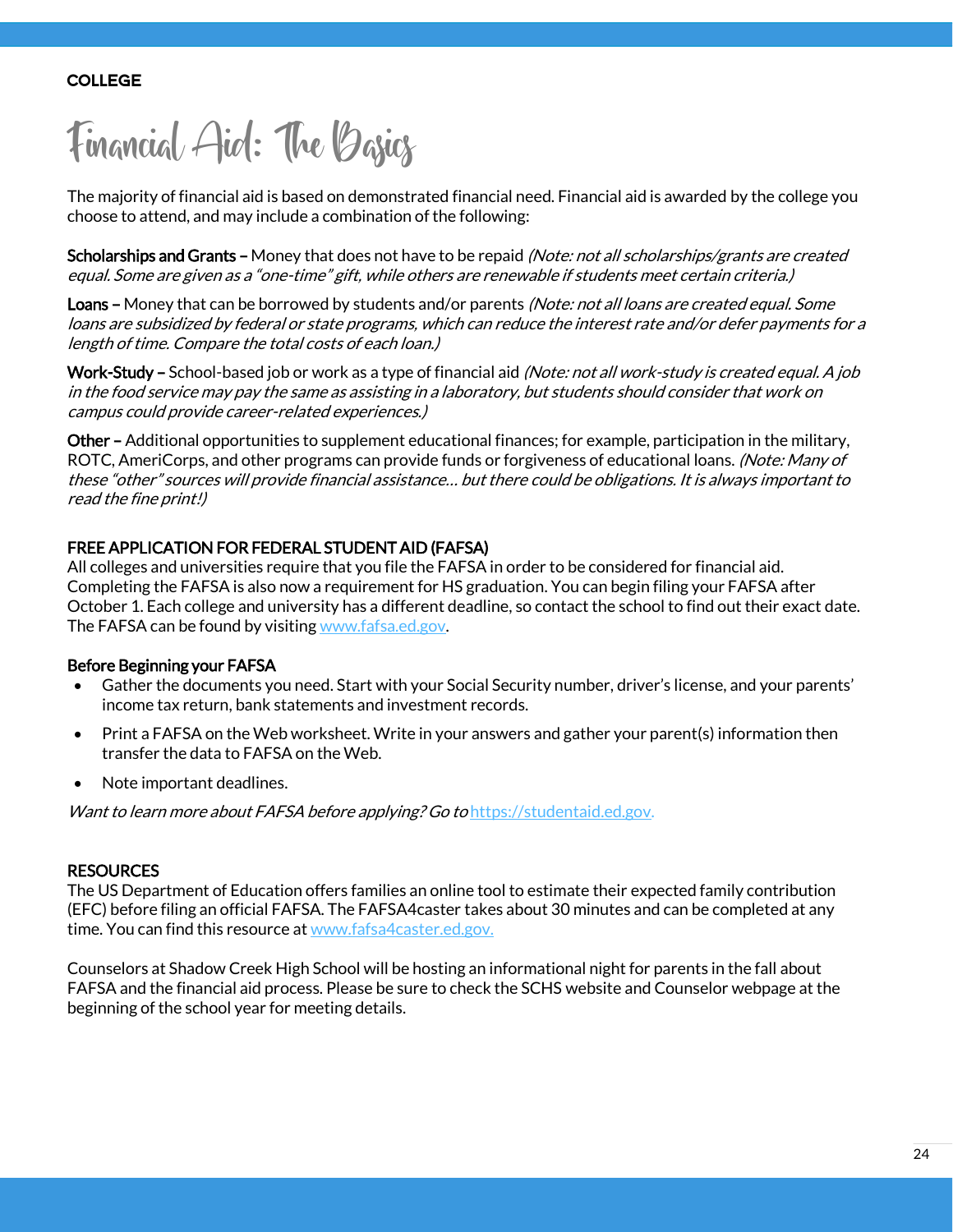COLLEGE

# Financial Aid: The Basics

The majority of financial aid is based on demonstrated financial need. Financial aid is awarded by the college you choose to attend, and may include a combination of the following:

**Scholarships and Grants –** Money that does not have to be repaid *(Note: not all scholarships/grants are created equal. Some are given as a "one-time" gift, while others are renewable if students meet certain criteria.)*

**Loans –** Money that can be borrowed by students and/or parents *(Note: not all loans are created equal. Some loans are subsidized by federal or state programs, which can reduce the interest rate and/or defer payments for a length of time. Compare the total costs of each loan.)*

**Work-Study –** School-based job or work as a type of financial aid *(Note: not all work-study is created equal. A job in the food service may pay the same as assisting in a laboratory, but students should consider that work on campus could provide career-related experiences.)*

**Other –** Additional opportunities to supplement educational finances; for example, participation in the military, ROTC, AmeriCorps, and other programs can provide funds or forgiveness of educational loans. *(Note: Many of these "other" sources will provide financial assistance… but there could be obligations. It is always important to read the fine print!)*

## FREE APPLICATION FOR FEDERAL STUDENT AID (FAFSA)

All colleges and universities require that you file the FAFSA in order to be considered for financial aid. Completing the FAFSA is also now a requirement for HS graduation. You can begin filing your FAFSA after October 1. Each college and university has a different deadline, so contact the school to find out their exact date. The FAFSA can be found by visiting [www.fafsa.ed.gov](http://www.fafsa.ed.gov).

### Before Beginning your FAFSA

- Gather the documents you need. Start with your Social Security number, driver's license, and your parents' income tax return, bank statements and investment records.
- Print a FAFSA on the Web worksheet. Write in your answers and gather your parent(s) information then transfer the data to FAFSA on the Web.
- Note important deadlines.

*Want to learn more about FAFSA before applying? Go to* [https://studentaid.ed.gov.](https://studentaid.ed.gov)

## RESOURCES

The US Department of Education offers families an online tool to estimate their expected family contribution (EFC) before filing an official FAFSA. The FAFSA4caster takes about 30 minutes and can be completed at any time. You can find this resource at [www.fafsa4caster.ed.gov.](http://www.fafsa4caster.ed.gov)

Counselors at Shadow Creek High School will be hosting an informational night for parents in the fall about FAFSA and the financial aid process. Please be sure to check the SCHS website and Counselor webpage at the beginning of the school year for meeting details.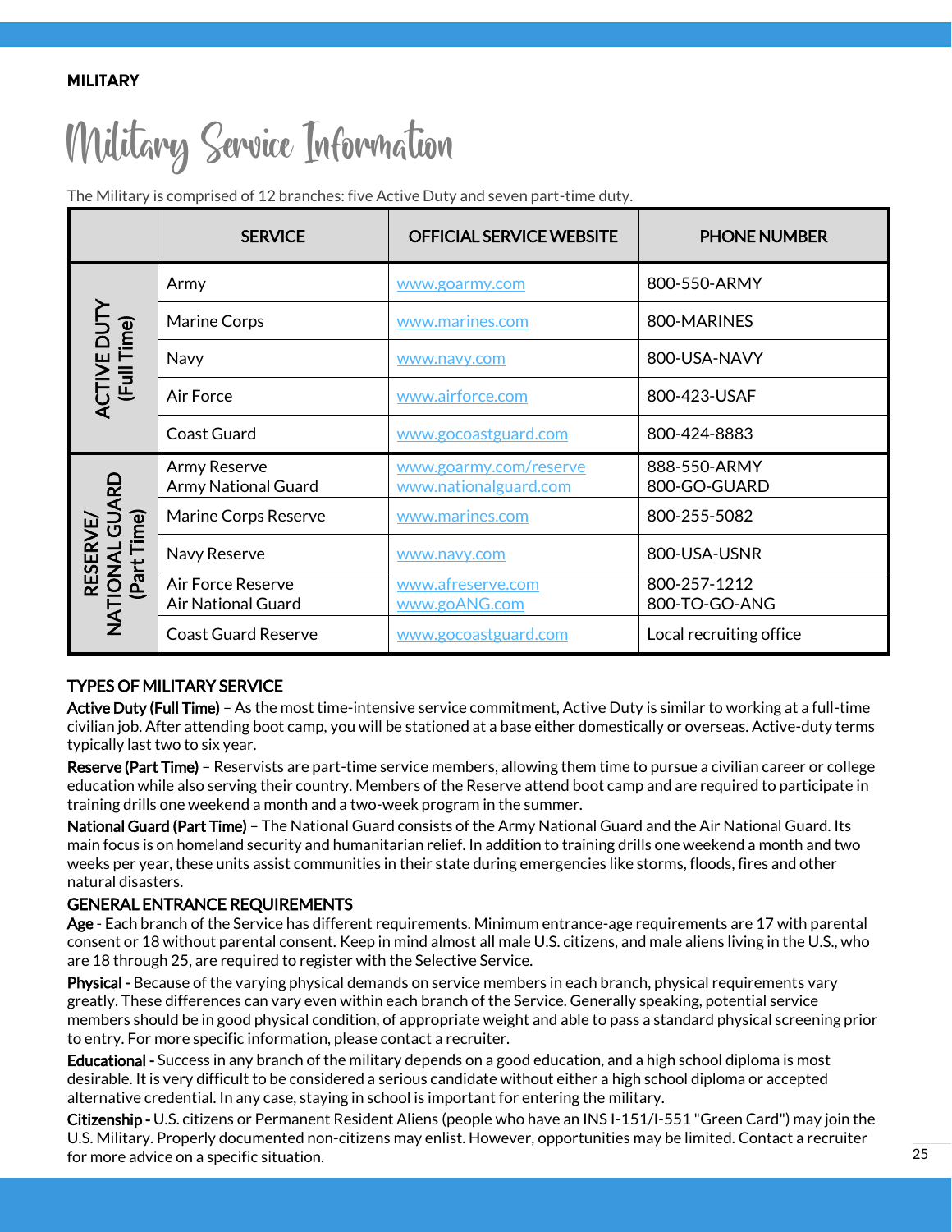**MILITARY**

# Military Service Information

The Military is comprised of 12 branches: five Active Duty and seven part-time duty.

| | SERVICE | OFFICIAL SERVICE WEBSITE | PHONE NUMBER |
|---|---|---|---|
| ACTIVE DUTY (Full Time) | Army | www.goarmy.com | 800-550-ARMY |
| | Marine Corps | www.marines.com | 800-MARINES |
| | Navy | www.navy.com | 800-USA-NAVY |
| | Air Force | www.airforce.com | 800-423-USAF |
| | Coast Guard | www.gocoastguard.com | 800-424-8883 |
| RESERVE/ NATIONAL GUARD (Part Time) | Army Reserve<br>Army National Guard | www.goarmy.com/reserve<br>www.nationalguard.com | 888-550-ARMY<br>800-GO-GUARD |
| | Marine Corps Reserve | www.marines.com | 800-255-5082 |
| | Navy Reserve | www.navy.com | 800-USA-USNR |
| | Air Force Reserve<br>Air National Guard | www.afreserve.com<br>www.goANG.com | 800-257-1212<br>800-TO-GO-ANG |
| | Coast Guard Reserve | www.gocoastguard.com | Local recruiting office |

### TYPES OF MILITARY SERVICE

**Active Duty (Full Time)** – As the most time-intensive service commitment, Active Duty is similar to working at a full-time civilian job. After attending boot camp, you will be stationed at a base either domestically or overseas. Active-duty terms typically last two to six year.

**Reserve (Part Time)** – Reservists are part-time service members, allowing them time to pursue a civilian career or college education while also serving their country. Members of the Reserve attend boot camp and are required to participate in training drills one weekend a month and a two-week program in the summer.

**National Guard (Part Time)** – The National Guard consists of the Army National Guard and the Air National Guard. Its main focus is on homeland security and humanitarian relief. In addition to training drills one weekend a month and two weeks per year, these units assist communities in their state during emergencies like storms, floods, fires and other natural disasters.

### GENERAL ENTRANCE REQUIREMENTS

**Age** - Each branch of the Service has different requirements. Minimum entrance-age requirements are 17 with parental consent or 18 without parental consent. Keep in mind almost all male U.S. citizens, and male aliens living in the U.S., who are 18 through 25, are required to register with the Selective Service.

**Physical -** Because of the varying physical demands on service members in each branch, physical requirements vary greatly. These differences can vary even within each branch of the Service. Generally speaking, potential service members should be in good physical condition, of appropriate weight and able to pass a standard physical screening prior to entry. For more specific information, please contact a recruiter.

**Educational -** Success in any branch of the military depends on a good education, and a high school diploma is most desirable. It is very difficult to be considered a serious candidate without either a high school diploma or accepted alternative credential. In any case, staying in school is important for entering the military.

**Citizenship -** U.S. citizens or Permanent Resident Aliens (people who have an INS I-151/I-551 "Green Card") may join the U.S. Military. Properly documented non-citizens may enlist. However, opportunities may be limited. Contact a recruiter for more advice on a specific situation.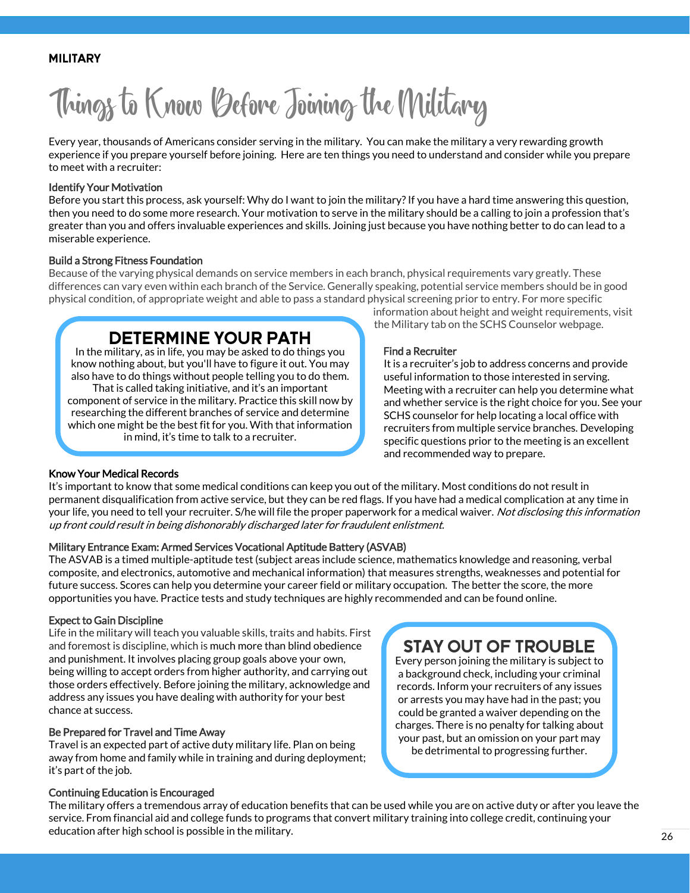**MILITARY**

# Things to Know Before Joining the Military

Every year, thousands of Americans consider serving in the military. You can make the military a very rewarding growth experience if you prepare yourself before joining. Here are ten things you need to understand and consider while you prepare to meet with a recruiter:

### Identify Your Motivation

Before you start this process, ask yourself: Why do I want to join the military? If you have a hard time answering this question, then you need to do some more research. Your motivation to serve in the military should be a calling to join a profession that's greater than you and offers invaluable experiences and skills. Joining just because you have nothing better to do can lead to a miserable experience.

### Build a Strong Fitness Foundation

Because of the varying physical demands on service members in each branch, physical requirements vary greatly. These differences can vary even within each branch of the Service. Generally speaking, potential service members should be in good physical condition, of appropriate weight and able to pass a standard physical screening prior to entry. For more specific information about height and weight requirements, visit the Military tab on the SCHS Counselor webpage.

## DETERMINE YOUR PATH

In the military, as in life, you may be asked to do things you know nothing about, but you'll have to figure it out. You may also have to do things without people telling you to do them. That is called taking initiative, and it's an important component of service in the military. Practice this skill now by researching the different branches of service and determine which one might be the best fit for you. With that information in mind, it's time to talk to a recruiter.

### Find a Recruiter

It is a recruiter's job to address concerns and provide useful information to those interested in serving. Meeting with a recruiter can help you determine what and whether service is the right choice for you. See your SCHS counselor for help locating a local office with recruiters from multiple service branches. Developing specific questions prior to the meeting is an excellent and recommended way to prepare.

### Know Your Medical Records

It's important to know that some medical conditions can keep you out of the military. Most conditions do not result in permanent disqualification from active service, but they can be red flags. If you have had a medical complication at any time in your life, you need to tell your recruiter. S/he will file the proper paperwork for a medical waiver. *Not disclosing this information up front could result in being dishonorably discharged later for fraudulent enlistment.*

### Military Entrance Exam: Armed Services Vocational Aptitude Battery (ASVAB)

The ASVAB is a timed multiple-aptitude test (subject areas include science, mathematics knowledge and reasoning, verbal composite, and electronics, automotive and mechanical information) that measures strengths, weaknesses and potential for future success. Scores can help you determine your career field or military occupation. The better the score, the more opportunities you have. Practice tests and study techniques are highly recommended and can be found online.

### Expect to Gain Discipline

Life in the military will teach you valuable skills, traits and habits. First and foremost is discipline, which is much more than blind obedience and punishment. It involves placing group goals above your own, being willing to accept orders from higher authority, and carrying out those orders effectively. Before joining the military, acknowledge and address any issues you have dealing with authority for your best chance at success.

### Be Prepared for Travel and Time Away

Travel is an expected part of active duty military life. Plan on being away from home and family while in training and during deployment; it's part of the job.

## STAY OUT OF TROUBLE

Every person joining the military is subject to a background check, including your criminal records. Inform your recruiters of any issues or arrests you may have had in the past; you could be granted a waiver depending on the charges. There is no penalty for talking about your past, but an omission on your part may be detrimental to progressing further.

### Continuing Education is Encouraged

The military offers a tremendous array of education benefits that can be used while you are on active duty or after you leave the service. From financial aid and college funds to programs that convert military training into college credit, continuing your education after high school is possible in the military.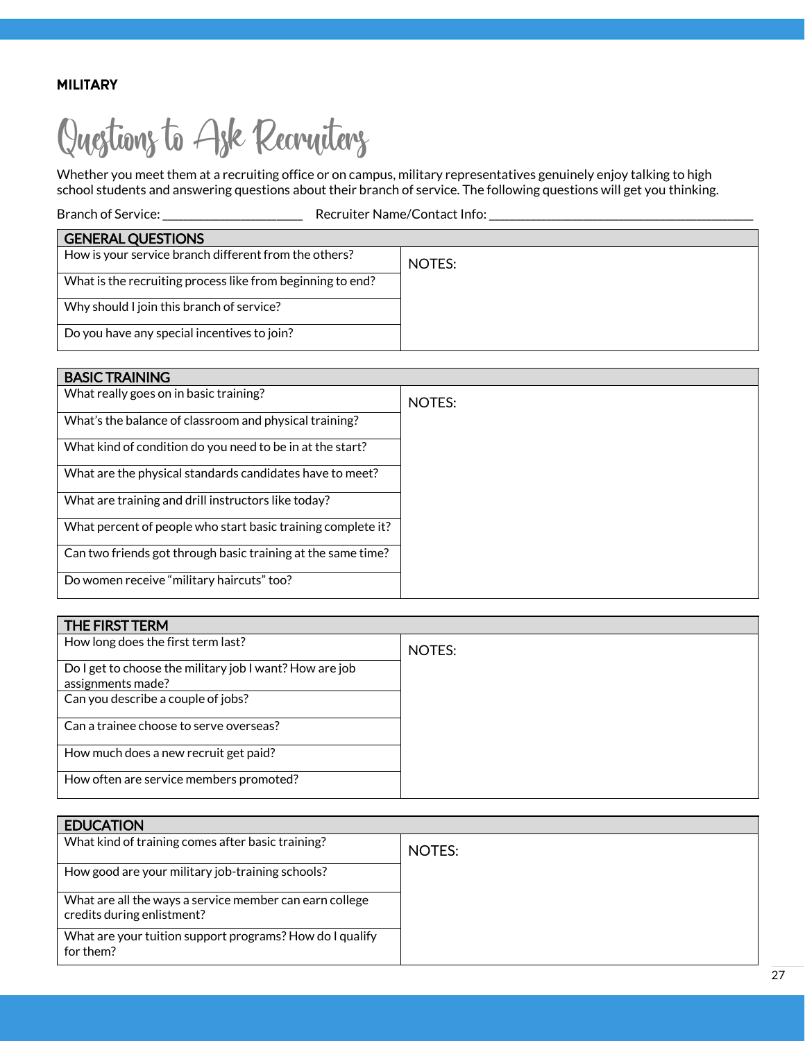**MILITARY**

# Questions to Ask Recruiters

Whether you meet them at a recruiting office or on campus, military representatives genuinely enjoy talking to high school students and answering questions about their branch of service. The following questions will get you thinking.

Branch of Service: ____________________ Recruiter Name/Contact Info: ____________________________________

| GENERAL QUESTIONS | |
|---|---|
| How is your service branch different from the others? | NOTES: |
| What is the recruiting process like from beginning to end? | |
| Why should I join this branch of service? | |
| Do you have any special incentives to join? | |

| BASIC TRAINING | |
|---|---|
| What really goes on in basic training? | NOTES: |
| What's the balance of classroom and physical training? | |
| What kind of condition do you need to be in at the start? | |
| What are the physical standards candidates have to meet? | |
| What are training and drill instructors like today? | |
| What percent of people who start basic training complete it? | |
| Can two friends got through basic training at the same time? | |
| Do women receive "military haircuts" too? | |

| THE FIRST TERM | |
|---|---|
| How long does the first term last? | NOTES: |
| Do I get to choose the military job I want? How are job assignments made? | |
| Can you describe a couple of jobs? | |
| Can a trainee choose to serve overseas? | |
| How much does a new recruit get paid? | |
| How often are service members promoted? | |

| EDUCATION | |
|---|---|
| What kind of training comes after basic training? | NOTES: |
| How good are your military job-training schools? | |
| What are all the ways a service member can earn college credits during enlistment? | |
| What are your tuition support programs? How do I qualify for them? | |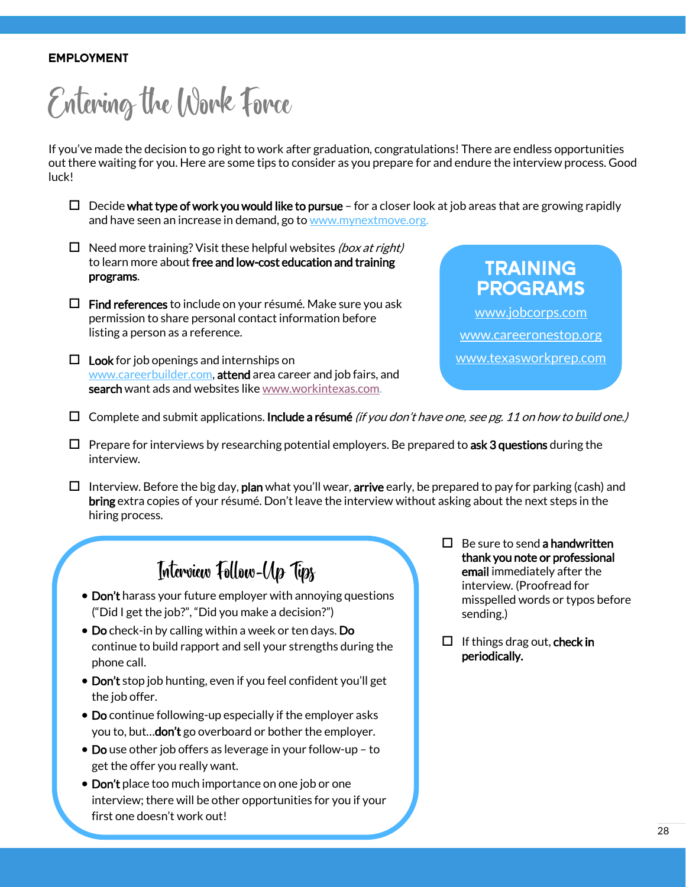**EMPLOYMENT**

# Entering the Work Force

If you've made the decision to go right to work after graduation, congratulations! There are endless opportunities out there waiting for you. Here are some tips to consider as you prepare for and endure the interview process. Good luck!

- ☐ Decide **what type of work you would like to pursue** – for a closer look at job areas that are growing rapidly and have seen an increase in demand, go to www.mynextmove.org.
- ☐ Need more training? Visit these helpful websites *(box at right)* to learn more about **free and low-cost education and training programs**.
- ☐ **Find references** to include on your résumé. Make sure you ask permission to share personal contact information before listing a person as a reference.
- ☐ **Look** for job openings and internships on www.careerbuilder.com, **attend** area career and job fairs, and **search** want ads and websites like www.workintexas.com.

## TRAINING PROGRAMS

www.jobcorps.com

www.careeronestop.org

www.texasworkprep.com

- ☐ Complete and submit applications. **Include a résumé** *(if you don't have one, see pg. 11 on how to build one.)*
- ☐ Prepare for interviews by researching potential employers. Be prepared to **ask 3 questions** during the interview.
- ☐ Interview. Before the big day, **plan** what you'll wear, **arrive** early, be prepared to pay for parking (cash) and **bring** extra copies of your résumé. Don't leave the interview without asking about the next steps in the hiring process.
- ☐ Be sure to send **a handwritten thank you note or professional email** immediately after the interview. (Proofread for misspelled words or typos before sending.)
- ☐ If things drag out, **check in periodically.**

## Interview Follow-Up Tips

- **Don't** harass your future employer with annoying questions ("Did I get the job?", "Did you make a decision?")
- **Do** check-in by calling within a week or ten days. **Do** continue to build rapport and sell your strengths during the phone call.
- **Don't** stop job hunting, even if you feel confident you'll get the job offer.
- **Do** continue following-up especially if the employer asks you to, but…**don't** go overboard or bother the employer.
- **Do** use other job offers as leverage in your follow-up – to get the offer you really want.
- **Don't** place too much importance on one job or one interview; there will be other opportunities for you if your first one doesn't work out!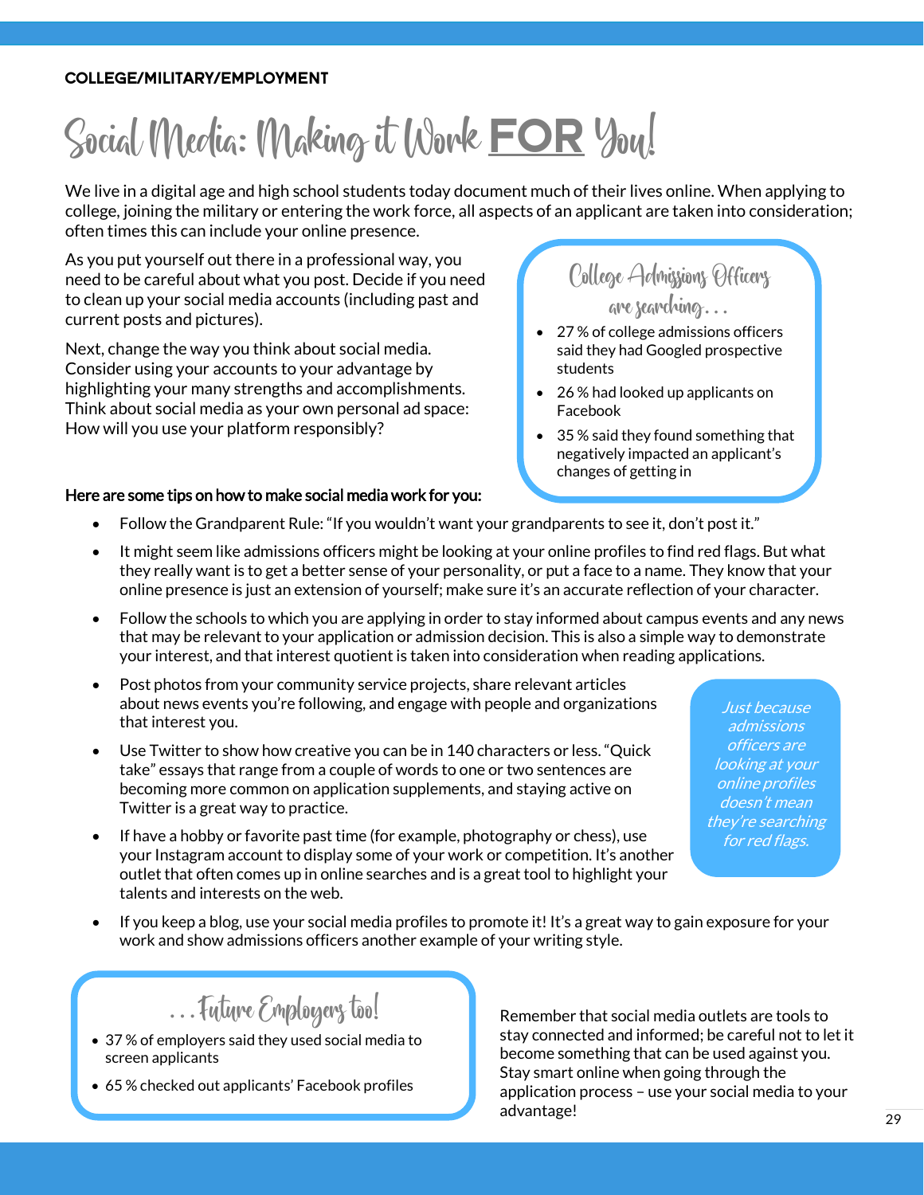**COLLEGE/MILITARY/EMPLOYMENT**

# Social Media: Making it Work **FOR** You!

We live in a digital age and high school students today document much of their lives online. When applying to college, joining the military or entering the work force, all aspects of an applicant are taken into consideration; often times this can include your online presence.

As you put yourself out there in a professional way, you need to be careful about what you post. Decide if you need to clean up your social media accounts (including past and current posts and pictures).

Next, change the way you think about social media. Consider using your accounts to your advantage by highlighting your many strengths and accomplishments. Think about social media as your own personal ad space: How will you use your platform responsibly?

### College Admissions Officers are searching...

- 27 % of college admissions officers said they had Googled prospective students
- 26 % had looked up applicants on Facebook
- 35 % said they found something that negatively impacted an applicant's changes of getting in

**Here are some tips on how to make social media work for you:**

- Follow the Grandparent Rule: "If you wouldn't want your grandparents to see it, don't post it."
- It might seem like admissions officers might be looking at your online profiles to find red flags. But what they really want is to get a better sense of your personality, or put a face to a name. They know that your online presence is just an extension of yourself; make sure it's an accurate reflection of your character.
- Follow the schools to which you are applying in order to stay informed about campus events and any news that may be relevant to your application or admission decision. This is also a simple way to demonstrate your interest, and that interest quotient is taken into consideration when reading applications.
- Post photos from your community service projects, share relevant articles about news events you're following, and engage with people and organizations that interest you.
- Use Twitter to show how creative you can be in 140 characters or less. "Quick take" essays that range from a couple of words to one or two sentences are becoming more common on application supplements, and staying active on Twitter is a great way to practice.
- If have a hobby or favorite past time (for example, photography or chess), use your Instagram account to display some of your work or competition. It's another outlet that often comes up in online searches and is a great tool to highlight your talents and interests on the web.
- If you keep a blog, use your social media profiles to promote it! It's a great way to gain exposure for your work and show admissions officers another example of your writing style.

*Just because admissions officers are looking at your online profiles doesn't mean they're searching for red flags.*

### ...Future Employers too!

- 37 % of employers said they used social media to screen applicants
- 65 % checked out applicants' Facebook profiles

Remember that social media outlets are tools to stay connected and informed; be careful not to let it become something that can be used against you. Stay smart online when going through the application process – use your social media to your advantage!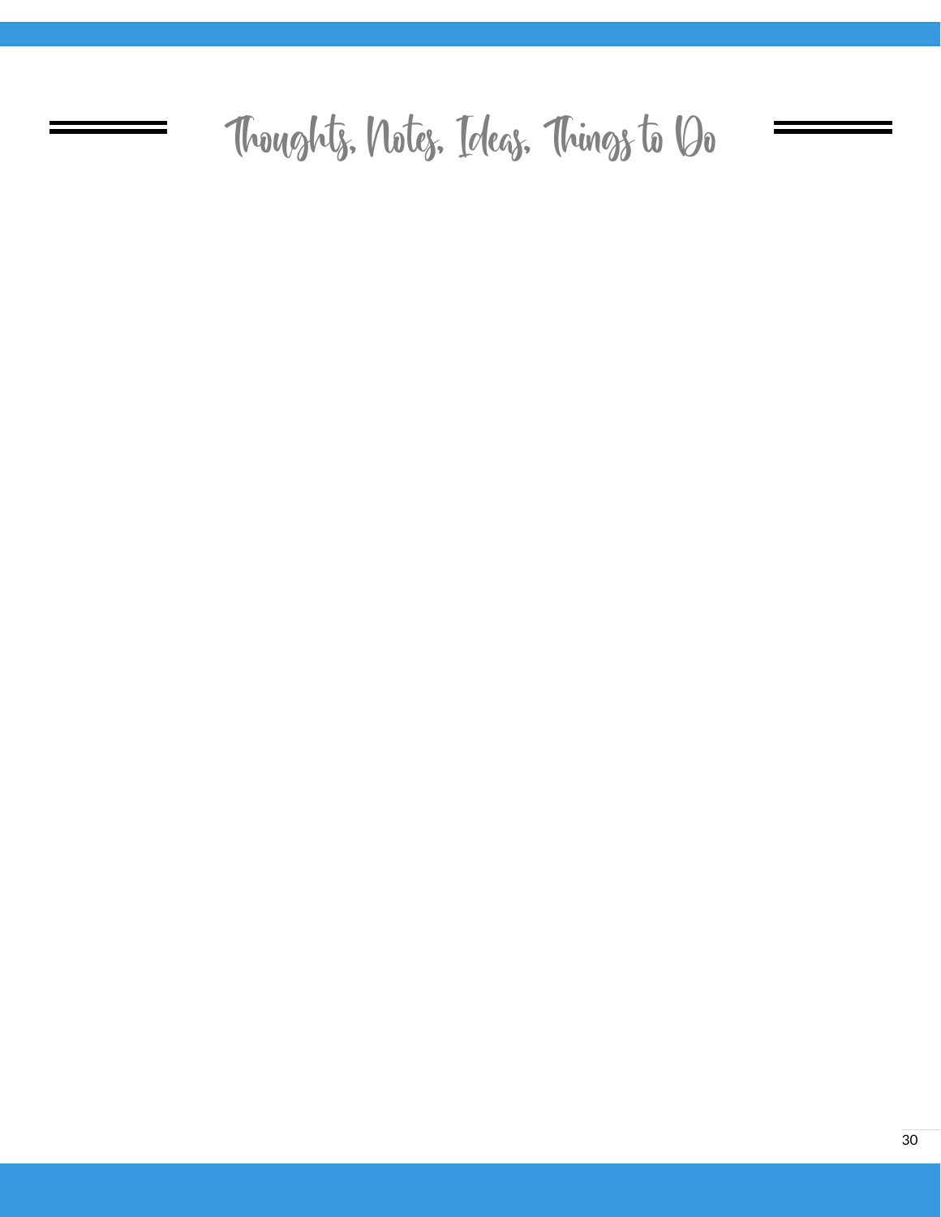# Thoughts, Notes, Ideas, Things to Do